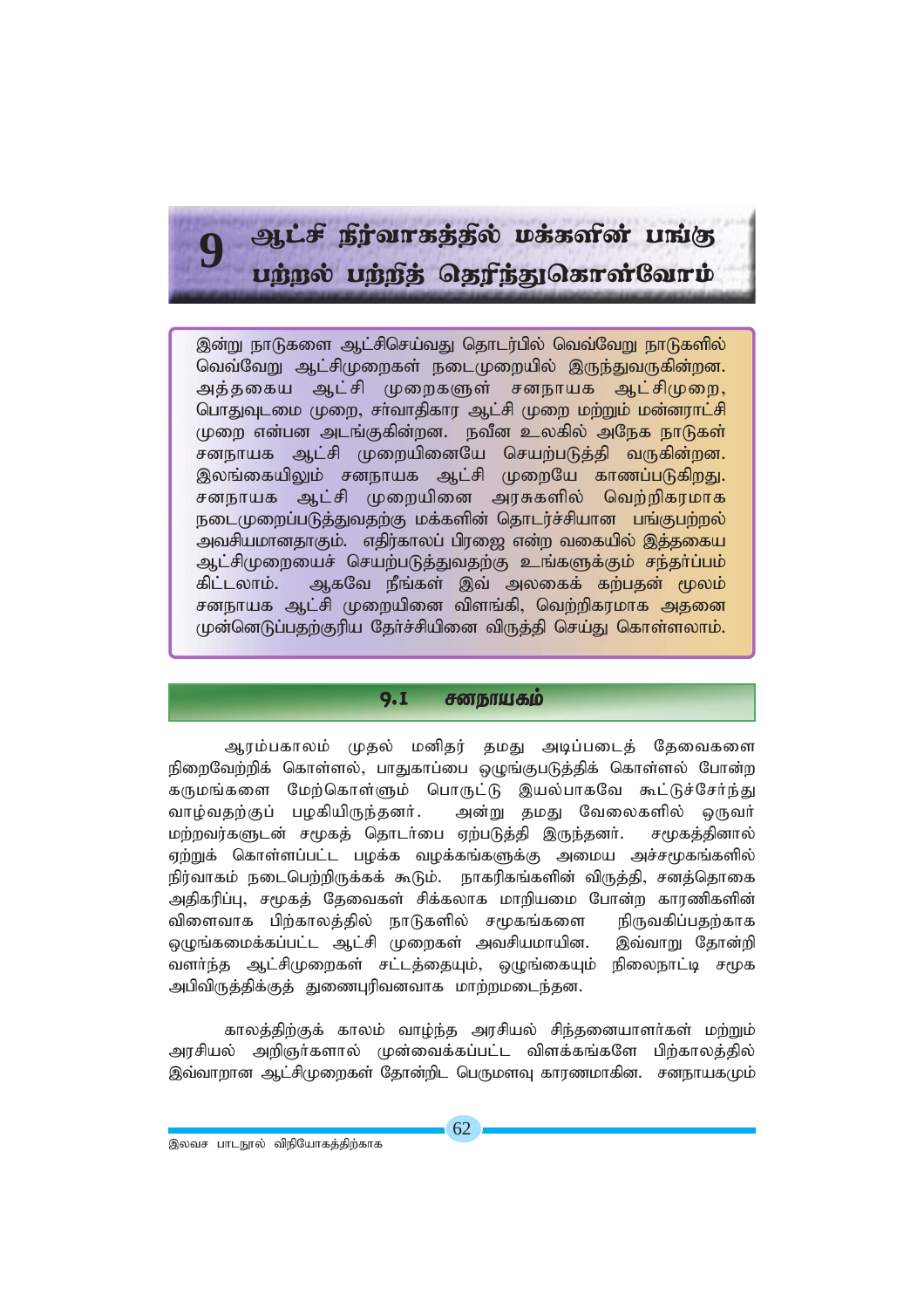# 9 ஆட்சி நிர்வாகத்தில் மக்களின் பங்கு பற்றல் பற்றித் தெரிந்துகொள்வோம்

இன்று நாடுகளை ஆட்சிசெய்வது தொடர்பில் வெவ்வேறு நாடுகளில் வெவ்வேறு ஆட்சிமுறைகள் நடைமுறையில் இருந்துவருகின்றன. அத்தகைய ஆட்சி முறைகளுள் சனநாயக ஆட்சிமுறை, பொதுவுடமை முறை, சர்வாதிகார ஆட்சி முறை மற்றும் மன்னராட்சி முறை என்பன அடங்குகின்றன. நவீன உலகில் அநேக நாடுகள் சனநாயக ஆட்சி முறையினையே செயற்படுத்தி வருகின்றன. இலங்கையிலும் சனநாயக ஆட்சி முறையே காணப்படுகிறது. சனநாயக ஆட்சி முறையினை அரசுகளில் வெற்றிகரமாக நடைமுறைப்படுத்துவதற்கு மக்களின் தொடர்ச்சியான பங்குபற்றல் அவசியமானதாகும். எதிர்காலப் பிரஜை என்ற வகையில் இத்தகைய ஆட்சிமுறையைச் செயற்படுத்துவதற்கு உங்களுக்கும் சந்தர்ப்பம் கிட்டலாம். ஆகவே நீங்கள் இவ் அலகைக் கற்பதன் மூலம் சனநாயக ஆட்சி முறையினை விளங்கி, வெற்றிகரமாக அதனை முன்னெடுப்பதற்குரிய தேர்ச்சியினை விருத்தி செய்து கொள்ளலாம்.

## 9.1 சனநாயகம்

ஆரம்பகாலம் முதல் மனிதர் தமது அடிப்படைத் தேவைகளை நிறைவேற்றிக் கொள்ளல், பாதுகாப்பை ஒழுங்குபடுத்திக் கொள்ளல் போன்ற கருமங்களை மேற்கொள்ளும் பொருட்டு இயல்பாகவே கூட்டுச்சேர்ந்து வாழ்வதற்குப் பழகியிருந்தனர். அன்று தமது வேலைகளில் ஒருவர் மற்றவர்களுடன் சமூகத் தொடர்பை ஏற்படுத்தி இருந்தனர். சமூகத்தினால் ஏற்றுக் கொள்ளப்பட்ட பழக்க வழக்கங்களுக்கு அமைய அச்சமூகங்களில் நிர்வாகம் நடைபெற்றிருக்கக் கூடும். நாகரிகங்களின் விருத்தி, சனத்தொகை அதிகரிப்பு, சமூகத் தேவைகள் சிக்கலாக மாறியமை போன்ற காரணிகளின் விளைவாக பிற்காலத்தில் நாடுகளில் சமூகங்களை நிருவகிப்பதற்காக ஒழுங்கமைக்கப்பட்ட ஆட்சி முறைகள் அவசியமாயின. இவ்வாறு தோன்றி வளர்ந்த ஆட்சிமுறைகள் சட்டத்தையும், ஒழுங்கையும் நிலைநாட்டி சமூக அபிவிருத்திக்குத் துணைபுரிவனவாக மாற்றமடைந்தன.

காலத்திற்குக் காலம் வாழ்ந்த அரசியல் சிந்தனையாளர்கள் மற்றும் அரசியல் அறிஞர்களால் முன்வைக்கப்பட்ட விளக்கங்களே பிற்காலத்தில் இவ்வாறான ஆட்சிமுறைகள் தோன்றிட பெருமளவு காரணமாகின. சனநாயகமும்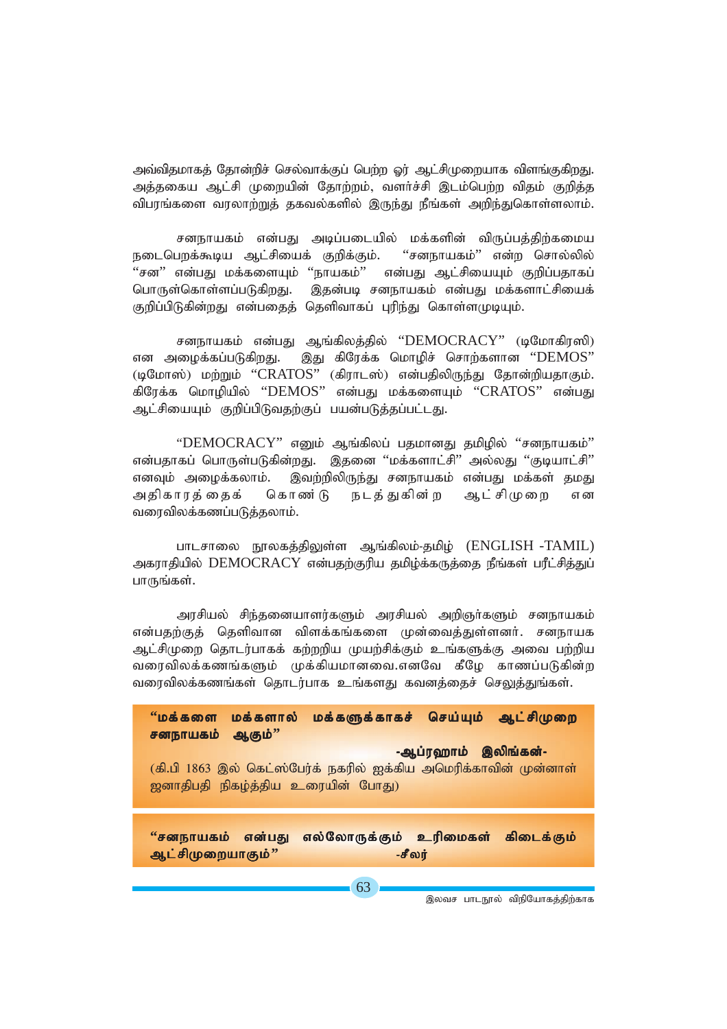அவ்விதமாகத் தோன்றிச் செல்வாக்குப் பெற்ற ஓர் ஆட்சிமுறையாக விளங்குகிறது. அத்தகைய ஆட்சி முறையின் தோற்றம், வளர்ச்சி இடம்பெற்ற விதம் குறித்த விபரங்களை வரலாற்றுத் தகவல்களில் இருந்து நீங்கள் அறிந்துகொள்ளலாம்.

சனநாயகம் என்பது அடிப்படையில் மக்களின் விருப்பத்திற்கமைய நடைபெறக்கூடிய ஆட்சியைக் குறிக்கும். "சனநாயகம்" என்ற சொல்லில் "சன" என்பது மக்களையும் "நாயகம்" என்பது ஆட்சியையும் குறிப்பதாகப் பொருள்கொள்ளப்படுகிறது. இதன்படி சனநாயகம் என்பது மக்களாட்சியைக் குறிப்பிடுகின்றது என்பதைத் தெளிவாகப் புரிந்து கொள்ளமுடியும்.

சனநாயகம் என்பது ஆங்கிலத்தில் "DEMOCRACY" (டிமோகிரஸி) என அழைக்கப்படுகிறது. இது கிரேக்க மொழிச் சொற்களான "DEMOS" (டிமோஸ்) மற்றும் "CRATOS" (கிராடஸ்) என்பதிலிருந்து தோன்றியதாகும். கிரேக்க மொழியில் "DEMOS" என்பது மக்களையும் "CRATOS" என்பது ஆட்சியையும் குறிப்பிடுவதற்குப் பயன்படுத்தப்பட்டது.

"DEMOCRACY" எனும் ஆங்கிலப் பதமானது தமிழில் "சனநாயகம்" என்பதாகப் பொருள்படுகின்றது. இதனை "மக்களாட்சி" அல்லது "குடியாட்சி" எனவும் அழைக்கலாம். இவற்றிலிருந்து சனநாயகம் என்பது மக்கள் தமது அதிகாரத்தைக் கொண்டு நடத்துகின்ற ஆட்சிமுறை என வரைவிலக்கணப்படுத்தலாம்.

பாடசாலை நூலகத்திலுள்ள ஆங்கிலம்-தமிழ் (ENGLISH -TAMIL) அகராதியில் DEMOCRACY என்பதற்குரிய தமிழ்க்கருத்தை நீங்கள் பரீட்சித்துப் பாருங்கள்.

அரசியல் சிந்தனையாளர்களும் அரசியல் அறிஞர்களும் சனநாயகம் என்பதற்குத் தெளிவான விளக்கங்களை முன்வைத்துள்ளனர். சனநாயக ஆட்சிமுறை தொடர்பாகக் கற்றறிய முயற்சிக்கும் உங்களுக்கு அவை பற்றிய வரைவிலக்கணங்களும் முக்கியமானவை.எனவே கீழே காணப்படுகின்ற வரைவிலக்கணங்கள் தொடர்பாக உங்களது கவனத்தைச் செலுத்துங்கள்.

**"மக்களை மக்களால் மக்களுக்காகச் செய்யும் ஆட்சிமுறை சனநாயகம் ஆகும்"**

**-ஆப்ரஹாம் இலிங்கன்-**

(கி.பி 1863 இல் கெட்ஸ்பேர்க் நகரில் ஐக்கிய அமெரிக்காவின் முன்னாள் ஜனாதிபதி நிகழ்த்திய உரையின் போது)

**"சனநாயகம் என்பது எல்லோருக்கும் உரிமைகள் கிடைக்கும் ஆட்சிமுறையாகும்"** *-சீலர்*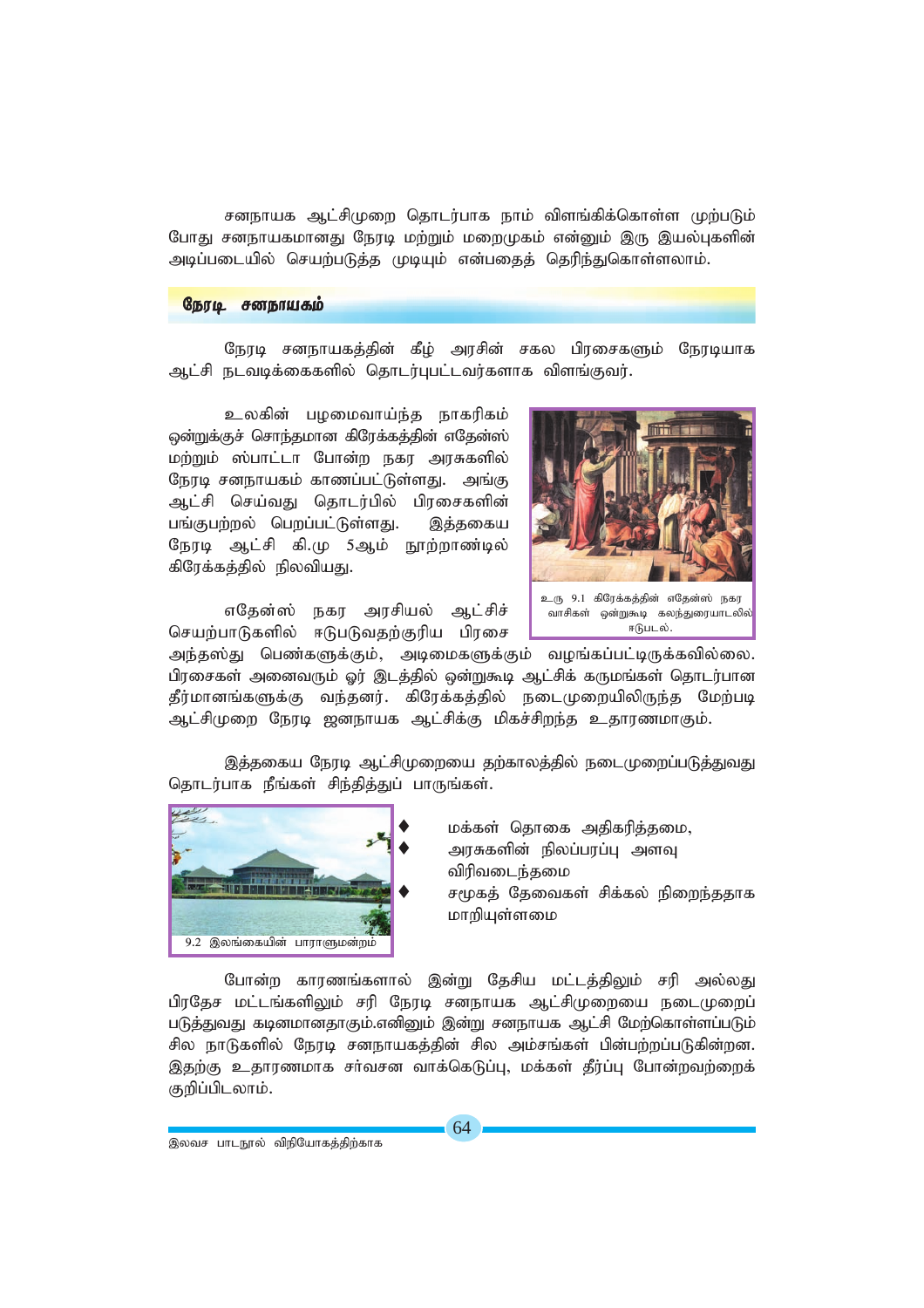சனநாயக ஆட்சிமுறை தொடர்பாக நாம் விளங்கிக்கொள்ள முற்படும் போது சனநாயகமானது நேரடி மற்றும் மறைமுகம் என்னும் இரு இயல்புகளின் அடிப்படையில் செயற்படுத்த முடியும் என்பதைத் தெரிந்துகொள்ளலாம்.

## நேரடி சனநாயகம்

நேரடி சனநாயகத்தின் கீழ் அரசின் சகல பிரசைகளும் நேரடியாக ஆட்சி நடவடிக்கைகளில் தொடர்புபட்டவர்களாக விளங்குவர்.

உலகின் பழமைவாய்ந்த நாகரிகம் ஒன்றுக்குச் சொந்தமான கிரேக்கத்தின் எதேன்ஸ் மற்றும் ஸ்பாட்டா போன்ற நகர அரசுகளில் நேரடி சனநாயகம் காணப்பட்டுள்ளது. அங்கு ஆட்சி செய்வது தொடர்பில் பிரசைகளின் பங்குபற்றல் பெறப்பட்டுள்ளது. இத்தகைய நேரடி ஆட்சி கி.மு 5ஆம் நூற்றாண்டில் கிரேக்கத்தில் நிலவியது.

உரு 9.1 கிரேக்கத்தின் எதேன்ஸ் நகர வாசிகள் ஒன்றுகூடி கலந்துரையாடலில் ஈடுபடல்.

எதேன்ஸ் நகர அரசியல் ஆட்சிச் செயற்பாடுகளில் ஈடுபடுவதற்குரிய பிரசை அந்தஸ்து பெண்களுக்கும், அடிமைகளுக்கும் வழங்கப்பட்டிருக்கவில்லை. பிரசைகள் அனைவரும் ஓர் இடத்தில் ஒன்றுகூடி ஆட்சிக் கருமங்கள் தொடர்பான தீர்மானங்களுக்கு வந்தனர். கிரேக்கத்தில் நடைமுறையிலிருந்த மேற்படி ஆட்சிமுறை நேரடி ஜனநாயக ஆட்சிக்கு மிகச்சிறந்த உதாரணமாகும்.

இத்தகைய நேரடி ஆட்சிமுறையை தற்காலத்தில் நடைமுறைப்படுத்துவது தொடர்பாக நீங்கள் சிந்தித்துப் பாருங்கள்.

9.2 இலங்கையின் பாராளுமன்றம்

- மக்கள் தொகை அதிகரித்தமை,
- அரசுகளின் நிலப்பரப்பு அளவு விரிவடைந்தமை
- சமூகத் தேவைகள் சிக்கல் நிறைந்ததாக மாறியுள்ளமை

போன்ற காரணங்களால் இன்று தேசிய மட்டத்திலும் சரி அல்லது பிரதேச மட்டங்களிலும் சரி நேரடி சனநாயக ஆட்சிமுறையை நடைமுறைப் படுத்துவது கடினமானதாகும்.எனினும் இன்று சனநாயக ஆட்சி மேற்கொள்ளப்படும் சில நாடுகளில் நேரடி சனநாயகத்தின் சில அம்சங்கள் பின்பற்றப்படுகின்றன. இதற்கு உதாரணமாக சர்வசன வாக்கெடுப்பு, மக்கள் தீர்ப்பு போன்றவற்றைக் குறிப்பிடலாம்.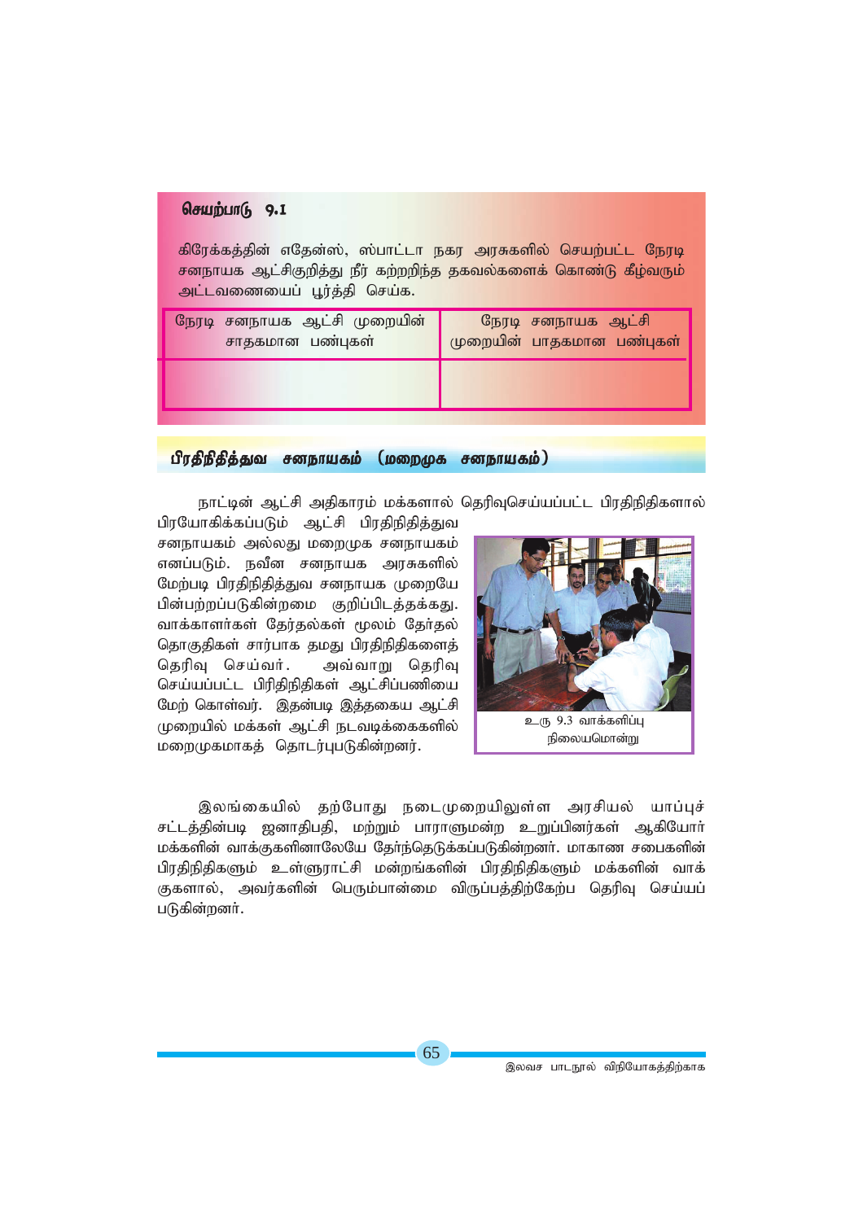**செயற்பாடு 9.1**

கிரேக்கத்தின் எதேன்ஸ், ஸ்பாட்டா நகர அரசுகளில் செயற்பட்ட நேரடி சனநாயக ஆட்சிகுறித்து நீர் கற்றறிந்த தகவல்களைக் கொண்டு கீழ்வரும் அட்டவணையைப் பூர்த்தி செய்க.

| நேரடி சனநாயக ஆட்சி முறையின் சாதகமான பண்புகள் | நேரடி சனநாயக ஆட்சி முறையின் பாதகமான பண்புகள் |
| --- | --- |
| | |

## பிரதிநிதித்துவ சனநாயகம் (மறைமுக சனநாயகம்)

நாட்டின் ஆட்சி அதிகாரம் மக்களால் தெரிவுசெய்யப்பட்ட பிரதிநிதிகளால் பிரயோகிக்கப்படும் ஆட்சி பிரதிநிதித்துவ சனநாயகம் அல்லது மறைமுக சனநாயகம் எனப்படும். நவீன சனநாயக அரசுகளில் மேற்படி பிரதிநிதித்துவ சனநாயக முறையே பின்பற்றப்படுகின்றமை குறிப்பிடத்தக்கது. வாக்காளர்கள் தேர்தல்கள் மூலம் தேர்தல் தொகுதிகள் சார்பாக தமது பிரதிநிதிகளைத் தெரிவு செய்வர். அவ்வாறு தெரிவு செய்யப்பட்ட பிரிதிநிதிகள் ஆட்சிப்பணியை மேற் கொள்வர். இதன்படி இத்தகைய ஆட்சி முறையில் மக்கள் ஆட்சி நடவடிக்கைகளில் மறைமுகமாகத் தொடர்புபடுகின்றனர்.

உரு 9.3 வாக்களிப்பு நிலையமொன்று

இலங்கையில் தற்போது நடைமுறையிலுள்ள அரசியல் யாப்புச் சட்டத்தின்படி ஜனாதிபதி, மற்றும் பாராளுமன்ற உறுப்பினர்கள் ஆகியோர் மக்களின் வாக்குகளினாலேயே தேர்ந்தெடுக்கப்படுகின்றனர். மாகாண சபைகளின் பிரதிநிதிகளும் உள்ளூராட்சி மன்றங்களின் பிரதிநிதிகளும் மக்களின் வாக் குகளால், அவர்களின் பெரும்பான்மை விருப்பத்திற்கேற்ப தெரிவு செய்யப் படுகின்றனர்.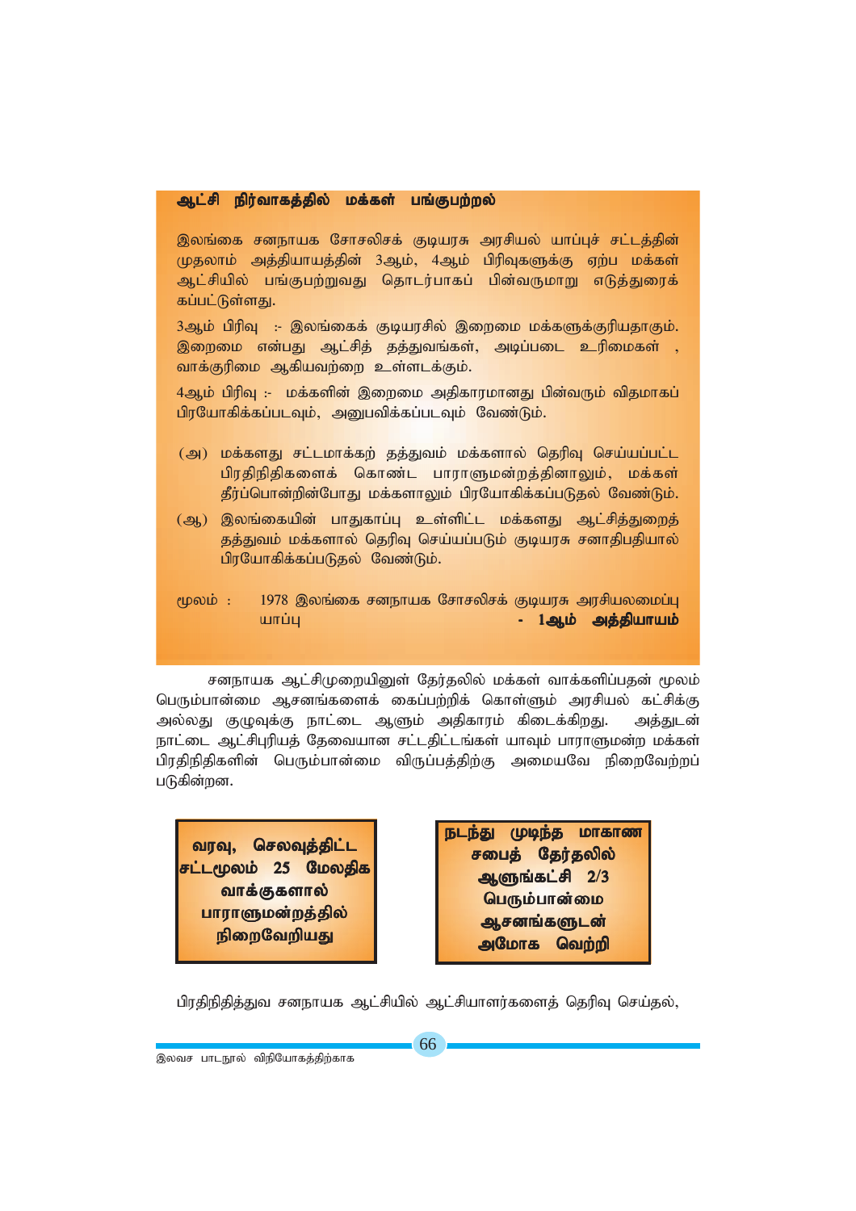**ஆட்சி நிர்வாகத்தில் மக்கள் பங்குபற்றல்**

இலங்கை சனநாயக சோசலிசக் குடியரசு அரசியல் யாப்புச் சட்டத்தின் முதலாம் அத்தியாயத்தின் 3ஆம், 4ஆம் பிரிவுகளுக்கு ஏற்ப மக்கள் ஆட்சியில் பங்குபற்றுவது தொடர்பாகப் பின்வருமாறு எடுத்துரைக் கப்பட்டுள்ளது.

3ஆம் பிரிவு :- இலங்கைக் குடியரசில் இறைமை மக்களுக்குரியதாகும். இறைமை என்பது ஆட்சித் தத்துவங்கள், அடிப்படை உரிமைகள் , வாக்குரிமை ஆகியவற்றை உள்ளடக்கும்.

4ஆம் பிரிவு :- மக்களின் இறைமை அதிகாரமானது பின்வரும் விதமாகப் பிரயோகிக்கப்படவும், அனுபவிக்கப்படவும் வேண்டும்.

(அ) மக்களது சட்டமாக்கற் தத்துவம் மக்களால் தெரிவு செய்யப்பட்ட பிரதிநிதிகளைக் கொண்ட பாராளுமன்றத்தினாலும், மக்கள் தீர்ப்பொன்றின்போது மக்களாலும் பிரயோகிக்கப்படுதல் வேண்டும்.

(ஆ) இலங்கையின் பாதுகாப்பு உள்ளிட்ட மக்களது ஆட்சித்துறைத் தத்துவம் மக்களால் தெரிவு செய்யப்படும் குடியரசு சனாதிபதியால் பிரயோகிக்கப்படுதல் வேண்டும்.

மூலம் : 1978 இலங்கை சனநாயக சோசலிசக் குடியரசு அரசியலமைப்பு யாப்பு - **1ஆம் அத்தியாயம்**

சனநாயக ஆட்சிமுறையினுள் தேர்தலில் மக்கள் வாக்களிப்பதன் மூலம் பெரும்பான்மை ஆசனங்களைக் கைப்பற்றிக் கொள்ளும் அரசியல் கட்சிக்கு அல்லது குழுவுக்கு நாட்டை ஆளும் அதிகாரம் கிடைக்கிறது. அத்துடன் நாட்டை ஆட்சிபுரியத் தேவையான சட்டதிட்டங்கள் யாவும் பாராளுமன்ற மக்கள் பிரதிநிதிகளின் பெரும்பான்மை விருப்பத்திற்கு அமையவே நிறைவேற்றப் படுகின்றன.

**வரவு, செலவுத்திட்ட சட்டமூலம் 25 மேலதிக வாக்குகளால் பாராளுமன்றத்தில் நிறைவேறியது**

**நடந்து முடிந்த மாகாண சபைத் தேர்தலில் ஆளுங்கட்சி 2/3 பெரும்பான்மை ஆசனங்களுடன் அமோக வெற்றி**

பிரதிநிதித்துவ சனநாயக ஆட்சியில் ஆட்சியாளர்களைத் தெரிவு செய்தல்,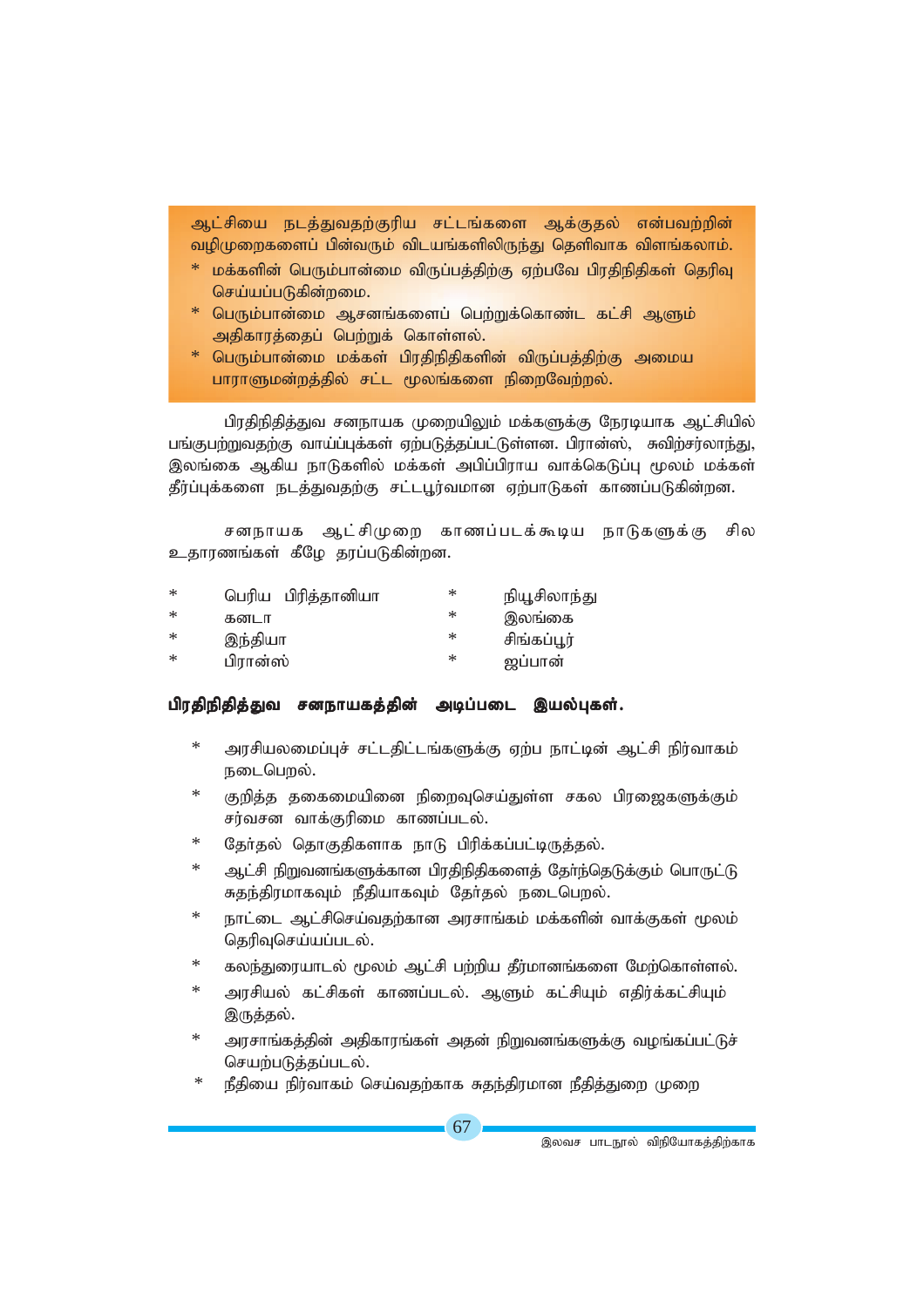ஆட்சியை நடத்துவதற்குரிய சட்டங்களை ஆக்குதல் என்பவற்றின் வழிமுறைகளைப் பின்வரும் விடயங்களிலிருந்து தெளிவாக விளங்கலாம்.

* மக்களின் பெரும்பான்மை விருப்பத்திற்கு ஏற்பவே பிரதிநிதிகள் தெரிவு செய்யப்படுகின்றமை.
* பெரும்பான்மை ஆசனங்களைப் பெற்றுக்கொண்ட கட்சி ஆளும் அதிகாரத்தைப் பெற்றுக் கொள்ளல்.
* பெரும்பான்மை மக்கள் பிரதிநிதிகளின் விருப்பத்திற்கு அமைய பாராளுமன்றத்தில் சட்ட மூலங்களை நிறைவேற்றல்.

பிரதிநிதித்துவ சனநாயக முறையிலும் மக்களுக்கு நேரடியாக ஆட்சியில் பங்குபற்றுவதற்கு வாய்ப்புக்கள் ஏற்படுத்தப்பட்டுள்ளன. பிரான்ஸ், சுவிற்சர்லாந்து, இலங்கை ஆகிய நாடுகளில் மக்கள் அபிப்பிராய வாக்கெடுப்பு மூலம் மக்கள் தீர்ப்புக்களை நடத்துவதற்கு சட்டபூர்வமான ஏற்பாடுகள் காணப்படுகின்றன.

சனநாயக ஆட்சிமுறை காணப்படக்கூடிய நாடுகளுக்கு சில உதாரணங்கள் கீழே தரப்படுகின்றன.

* பெரிய பிரித்தானியா
* கனடா
* இந்தியா
* பிரான்ஸ்
* நியூசிலாந்து
* இலங்கை
* சிங்கப்பூர்
* ஜப்பான்

**பிரதிநிதித்துவ சனநாயகத்தின் அடிப்படை இயல்புகள்.**

* அரசியலமைப்புச் சட்டதிட்டங்களுக்கு ஏற்ப நாட்டின் ஆட்சி நிர்வாகம் நடைபெறல்.
* குறித்த தகைமையினை நிறைவுசெய்துள்ள சகல பிரஜைகளுக்கும் சர்வசன வாக்குரிமை காணப்படல்.
* தேர்தல் தொகுதிகளாக நாடு பிரிக்கப்பட்டிருத்தல்.
* ஆட்சி நிறுவனங்களுக்கான பிரதிநிதிகளைத் தேர்ந்தெடுக்கும் பொருட்டு சுதந்திரமாகவும் நீதியாகவும் தேர்தல் நடைபெறல்.
* நாட்டை ஆட்சிசெய்வதற்கான அரசாங்கம் மக்களின் வாக்குகள் மூலம் தெரிவுசெய்யப்படல்.
* கலந்துரையாடல் மூலம் ஆட்சி பற்றிய தீர்மானங்களை மேற்கொள்ளல்.
* அரசியல் கட்சிகள் காணப்படல். ஆளும் கட்சியும் எதிர்க்கட்சியும் இருத்தல்.
* அரசாங்கத்தின் அதிகாரங்கள் அதன் நிறுவனங்களுக்கு வழங்கப்பட்டுச் செயற்படுத்தப்படல்.
* நீதியை நிர்வாகம் செய்வதற்காக சுதந்திரமான நீதித்துறை முறை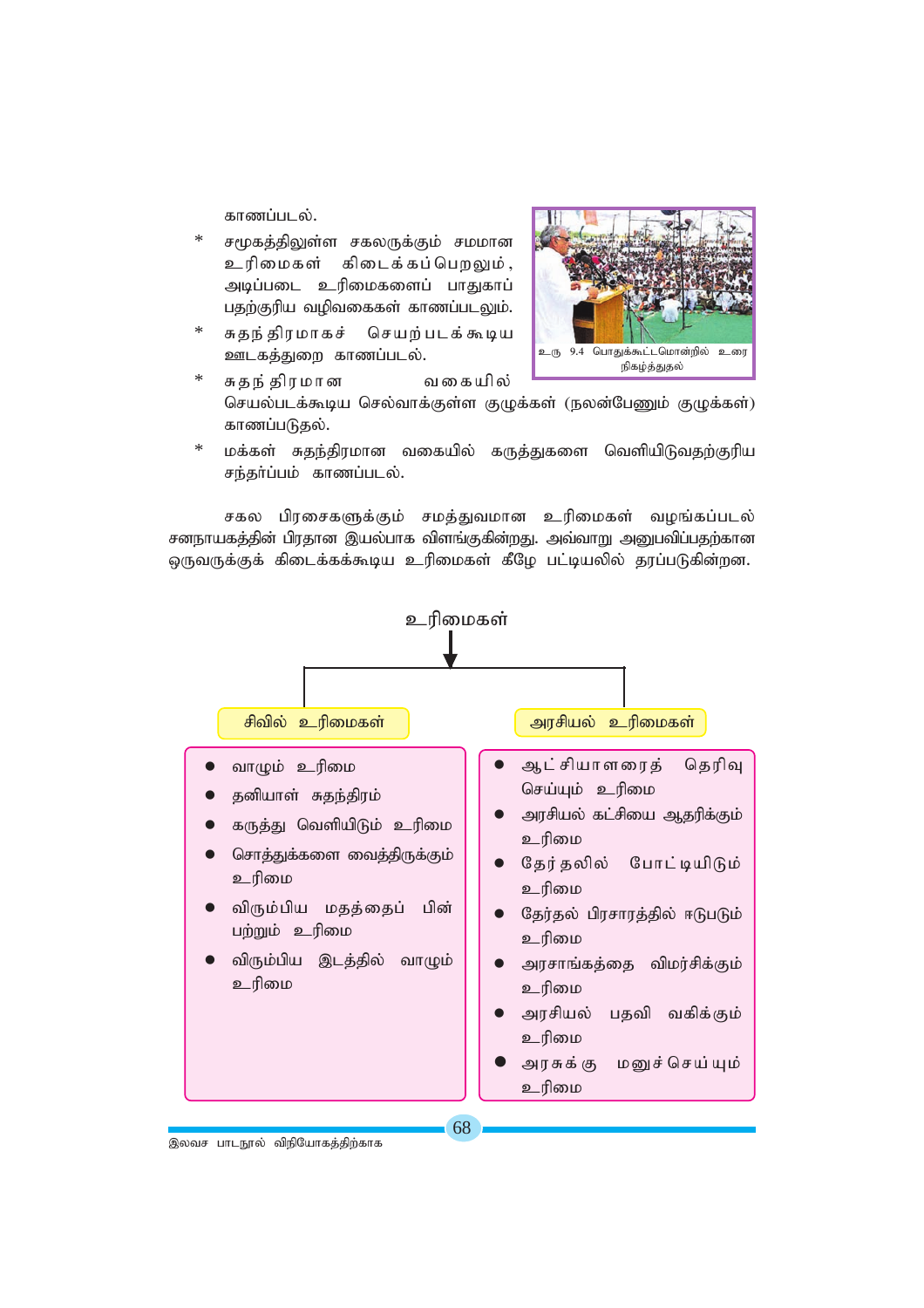காணப்படல்.

* சமூகத்திலுள்ள சகலருக்கும் சமமான உரிமைகள் கிடைக்கப்பெறலும், அடிப்படை உரிமைகளைப் பாதுகாப்பதற்குரிய வழிவகைகள் காணப்படலும்.
* சுதந்திரமாகச் செயற்படக்கூடிய ஊடகத்துறை காணப்படல்.
* சுதந்திரமான வகையில் செயல்படக்கூடிய செல்வாக்குள்ள குழுக்கள் (நலன்பேணும் குழுக்கள்) காணப்படுதல்.
* மக்கள் சுதந்திரமான வகையில் கருத்துகளை வெளியிடுவதற்குரிய சந்தர்ப்பம் காணப்படல்.

உரு 9.4 பொதுக்கூட்டமொன்றில் உரை நிகழ்த்துதல்

சகல பிரசைகளுக்கும் சமத்துவமான உரிமைகள் வழங்கப்படல் சனநாயகத்தின் பிரதான இயல்பாக விளங்குகின்றது. அவ்வாறு அனுபவிப்பதற்கான ஒருவருக்குக் கிடைக்கக்கூடிய உரிமைகள் கீழே பட்டியலில் தரப்படுகின்றன.

**உரிமைகள்**

**சிவில் உரிமைகள்**

- வாழும் உரிமை
- தனியாள் சுதந்திரம்
- கருத்து வெளியிடும் உரிமை
- சொத்துக்களை வைத்திருக்கும் உரிமை
- விரும்பிய மதத்தைப் பின்பற்றும் உரிமை
- விரும்பிய இடத்தில் வாழும் உரிமை

**அரசியல் உரிமைகள்**

- ஆட்சியாளரைத் தெரிவு செய்யும் உரிமை
- அரசியல் கட்சியை ஆதரிக்கும் உரிமை
- தேர்தலில் போட்டியிடும் உரிமை
- தேர்தல் பிரசாரத்தில் ஈடுபடும் உரிமை
- அரசாங்கத்தை விமர்சிக்கும் உரிமை
- அரசியல் பதவி வகிக்கும் உரிமை
- அரசுக்கு மனுச்செய்யும் உரிமை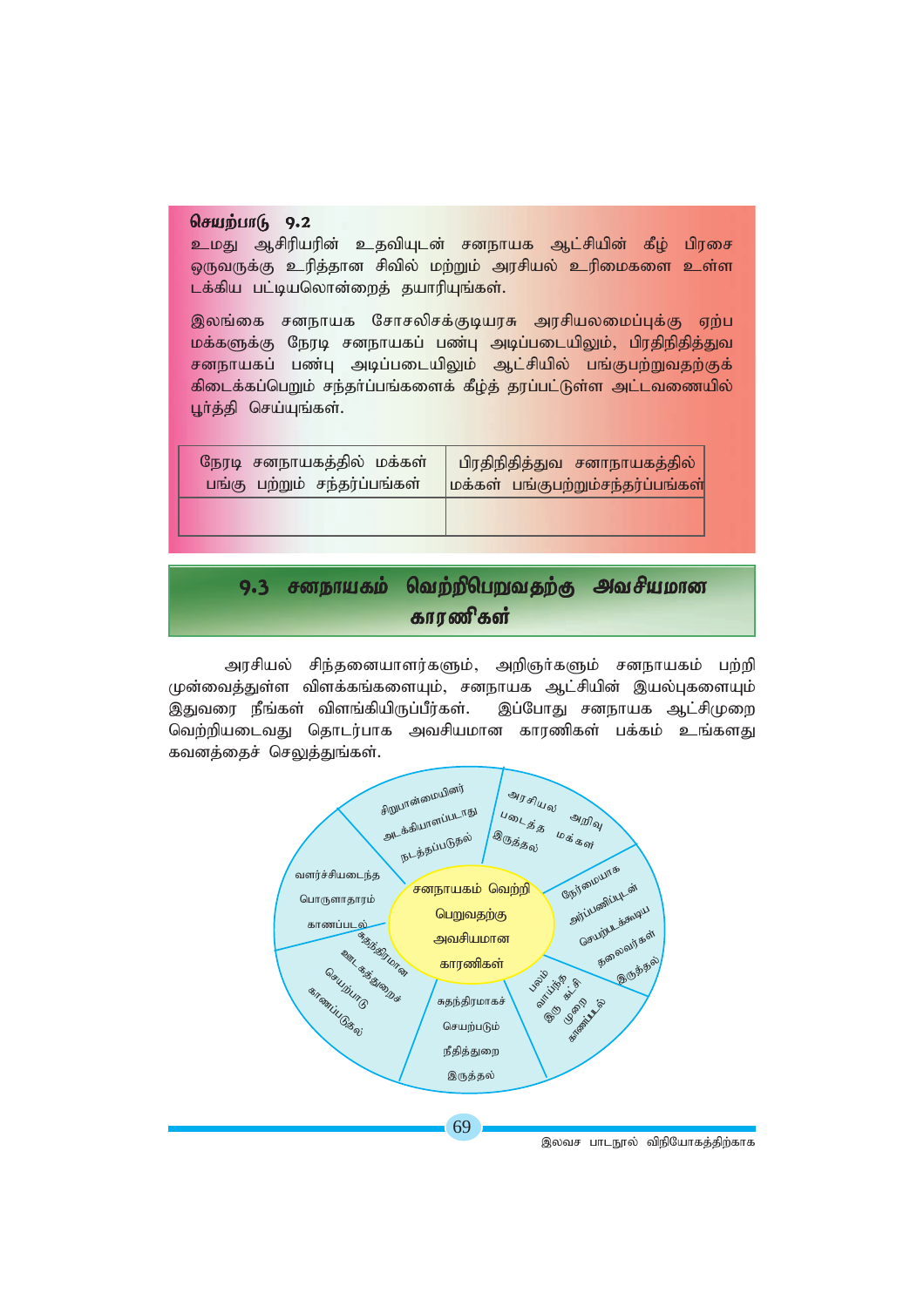**செயற்பாடு 9.2**

உமது ஆசிரியரின் உதவியுடன் சனநாயக ஆட்சியின் கீழ் பிரசை ஒருவருக்கு உரித்தான சிவில் மற்றும் அரசியல் உரிமைகளை உள்ளடக்கிய பட்டியலொன்றைத் தயாரியுங்கள்.

இலங்கை சனநாயக சோசலிசக்குடியரசு அரசியலமைப்புக்கு ஏற்ப மக்களுக்கு நேரடி சனநாயகப் பண்பு அடிப்படையிலும், பிரதிநிதித்துவ சனநாயகப் பண்பு அடிப்படையிலும் ஆட்சியில் பங்குபற்றுவதற்குக் கிடைக்கப்பெறும் சந்தர்ப்பங்களைக் கீழ்த் தரப்பட்டுள்ள அட்டவணையில் பூர்த்தி செய்யுங்கள்.

| நேரடி சனநாயகத்தில் மக்கள் பங்கு பற்றும் சந்தர்ப்பங்கள் | பிரதிநிதித்துவ சனநாயகத்தில் மக்கள் பங்குபற்றும்சந்தர்ப்பங்கள் |
|---|---|
| | |

## 9.3 சனநாயகம் வெற்றிபெறுவதற்கு அவசியமான காரணிகள்

அரசியல் சிந்தனையாளர்களும், அறிஞர்களும் சனநாயகம் பற்றி முன்வைத்துள்ள விளக்கங்களையும், சனநாயக ஆட்சியின் இயல்புகளையும் இதுவரை நீங்கள் விளங்கியிருப்பீர்கள். இப்போது சனநாயக ஆட்சிமுறை வெற்றியடைவது தொடர்பாக அவசியமான காரணிகள் பக்கம் உங்களது கவனத்தைச் செலுத்துங்கள்.

சனநாயகம் வெற்றி பெறுவதற்கு அவசியமான காரணிகள்
- சிறுபான்மையினர் அடக்கியாளப்படாது நடத்தப்படுதல்
- அரசியல் அறிவு படைத்த மக்கள் இருத்தல்
- நேர்மையாக அர்ப்பணிப்புடன் செயற்படக்கூடிய தலைவர்கள் இருத்தல்
- பலம் வாய்ந்த இரு கட்சி முறை காணப்படல்
- சுதந்திரமாகச் செயற்படும் நீதித்துறை இருத்தல்
- சுதந்திரமான ஊடகத்துறைச் செயற்பாடு காணப்படுதல்
- வளர்ச்சியடைந்த பொருளாதாரம் காணப்படல்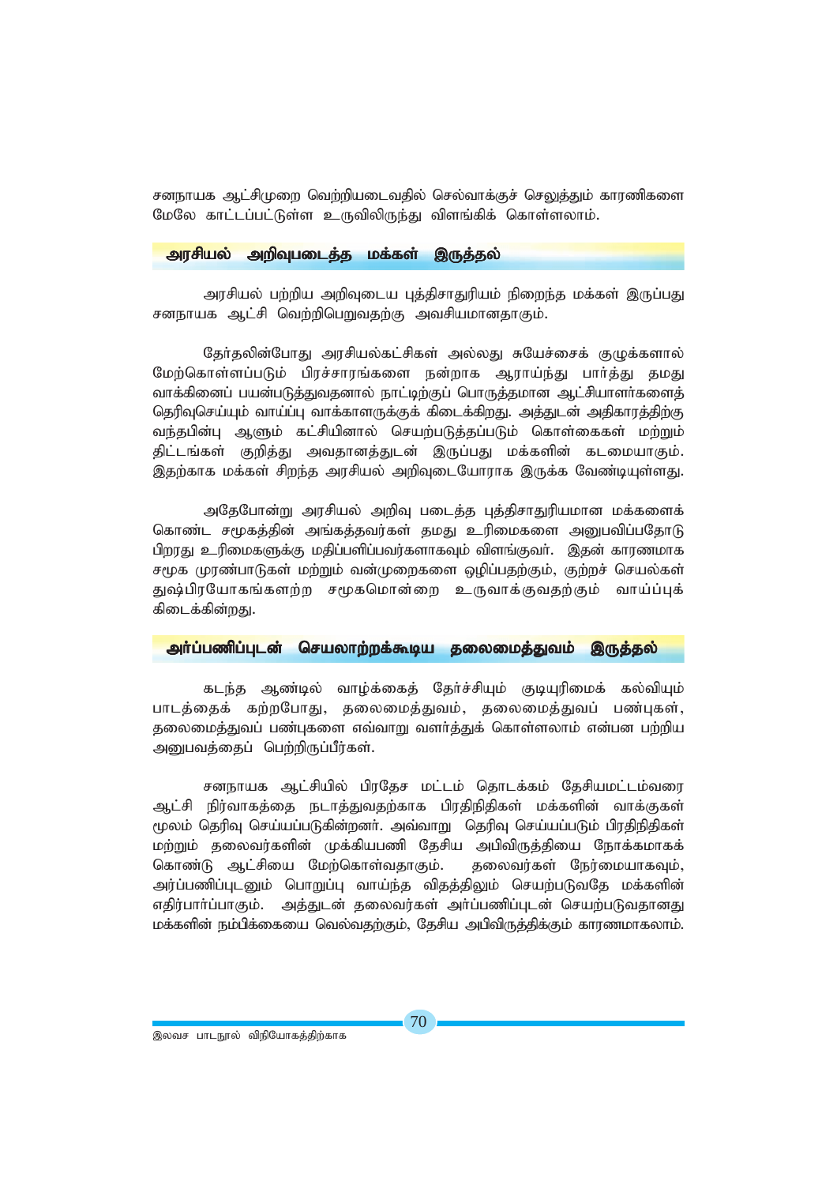சனநாயக ஆட்சிமுறை வெற்றியடைவதில் செல்வாக்குச் செலுத்தும் காரணிகளை மேலே காட்டப்பட்டுள்ள உருவிலிருந்து விளங்கிக் கொள்ளலாம்.

### அரசியல் அறிவுபடைத்த மக்கள் இருத்தல்

அரசியல் பற்றிய அறிவுடைய புத்திசாதுரியம் நிறைந்த மக்கள் இருப்பது சனநாயக ஆட்சி வெற்றிபெறுவதற்கு அவசியமானதாகும்.

தேர்தலின்போது அரசியல்கட்சிகள் அல்லது சுயேச்சைக் குழுக்களால் மேற்கொள்ளப்படும் பிரச்சாரங்களை நன்றாக ஆராய்ந்து பார்த்து தமது வாக்கினைப் பயன்படுத்துவதனால் நாட்டிற்குப் பொருத்தமான ஆட்சியாளர்களைத் தெரிவுசெய்யும் வாய்ப்பு வாக்காளருக்குக் கிடைக்கிறது. அத்துடன் அதிகாரத்திற்கு வந்தபின்பு ஆளும் கட்சியினால் செயற்படுத்தப்படும் கொள்கைகள் மற்றும் திட்டங்கள் குறித்து அவதானத்துடன் இருப்பது மக்களின் கடமையாகும். இதற்காக மக்கள் சிறந்த அரசியல் அறிவுடையோராக இருக்க வேண்டியுள்ளது.

அதேபோன்று அரசியல் அறிவு படைத்த புத்திசாதுரியமான மக்களைக் கொண்ட சமூகத்தின் அங்கத்தவர்கள் தமது உரிமைகளை அனுபவிப்பதோடு பிறரது உரிமைகளுக்கு மதிப்பளிப்பவர்களாகவும் விளங்குவர். இதன் காரணமாக சமூக முரண்பாடுகள் மற்றும் வன்முறைகளை ஒழிப்பதற்கும், குற்றச் செயல்கள் துஷ்பிரயோகங்களற்ற சமூகமொன்றை உருவாக்குவதற்கும் வாய்ப்புக் கிடைக்கின்றது.

### அர்ப்பணிப்புடன் செயலாற்றக்கூடிய தலைமைத்துவம் இருத்தல்

கடந்த ஆண்டில் வாழ்க்கைத் தேர்ச்சியும் குடியுரிமைக் கல்வியும் பாடத்தைக் கற்றபோது, தலைமைத்துவம், தலைமைத்துவப் பண்புகள், தலைமைத்துவப் பண்புகளை எவ்வாறு வளர்த்துக் கொள்ளலாம் என்பன பற்றிய அனுபவத்தைப் பெற்றிருப்பீர்கள்.

சனநாயக ஆட்சியில் பிரதேச மட்டம் தொடக்கம் தேசியமட்டம்வரை ஆட்சி நிர்வாகத்தை நடாத்துவதற்காக பிரதிநிதிகள் மக்களின் வாக்குகள் மூலம் தெரிவு செய்யப்படுகின்றனர். அவ்வாறு தெரிவு செய்யப்படும் பிரதிநிதிகள் மற்றும் தலைவர்களின் முக்கியபணி தேசிய அபிவிருத்தியை நோக்கமாகக் கொண்டு ஆட்சியை மேற்கொள்வதாகும். தலைவர்கள் நேர்மையாகவும், அர்ப்பணிப்புடனும் பொறுப்பு வாய்ந்த விதத்திலும் செயற்படுவதே மக்களின் எதிர்பார்ப்பாகும். அத்துடன் தலைவர்கள் அர்ப்பணிப்புடன் செயற்படுவதானது மக்களின் நம்பிக்கையை வெல்வதற்கும், தேசிய அபிவிருத்திக்கும் காரணமாகலாம்.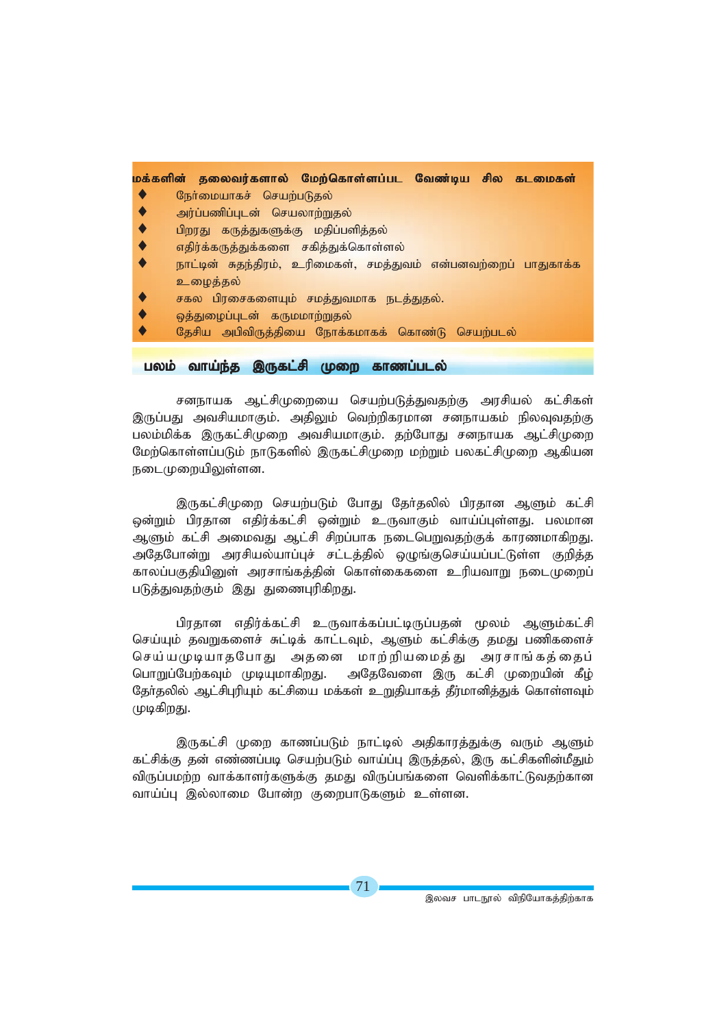**மக்களின் தலைவர்களால் மேற்கொள்ளப்பட வேண்டிய சில கடமைகள்**

- நேர்மையாகச் செயற்படுதல்
- அர்ப்பணிப்புடன் செயலாற்றுதல்
- பிறரது கருத்துகளுக்கு மதிப்பளித்தல்
- எதிர்க்கருத்துக்களை சகித்துக்கொள்ளல்
- நாட்டின் சுதந்திரம், உரிமைகள், சமத்துவம் என்பனவற்றைப் பாதுகாக்க உழைத்தல்
- சகல பிரசைகளையும் சமத்துவமாக நடத்துதல்.
- ஒத்துழைப்புடன் கருமமாற்றுதல்
- தேசிய அபிவிருத்தியை நோக்கமாகக் கொண்டு செயற்படல்

## பலம் வாய்ந்த இருகட்சி முறை காணப்படல்

சனநாயக ஆட்சிமுறையை செயற்படுத்துவதற்கு அரசியல் கட்சிகள் இருப்பது அவசியமாகும். அதிலும் வெற்றிகரமான சனநாயகம் நிலவுவதற்கு பலம்மிக்க இருகட்சிமுறை அவசியமாகும். தற்போது சனநாயக ஆட்சிமுறை மேற்கொள்ளப்படும் நாடுகளில் இருகட்சிமுறை மற்றும் பலகட்சிமுறை ஆகியன நடைமுறையிலுள்ளன.

இருகட்சிமுறை செயற்படும் போது தேர்தலில் பிரதான ஆளும் கட்சி ஒன்றும் பிரதான எதிர்க்கட்சி ஒன்றும் உருவாகும் வாய்ப்புள்ளது. பலமான ஆளும் கட்சி அமைவது ஆட்சி சிறப்பாக நடைபெறுவதற்குக் காரணமாகிறது. அதேபோன்று அரசியல்யாப்புச் சட்டத்தில் ஒழுங்குசெய்யப்பட்டுள்ள குறித்த காலப்பகுதியினுள் அரசாங்கத்தின் கொள்கைகளை உரியவாறு நடைமுறைப் படுத்துவதற்கும் இது துணைபுரிகிறது.

பிரதான எதிர்க்கட்சி உருவாக்கப்பட்டிருப்பதன் மூலம் ஆளும்கட்சி செய்யும் தவறுகளைச் சுட்டிக் காட்டவும், ஆளும் கட்சிக்கு தமது பணிகளைச் செய்யமுடியாதபோது அதனை மாற்றியமைத்து அரசாங்கத்தைப் பொறுப்பேற்கவும் முடியுமாகிறது. அதேவேளை இரு கட்சி முறையின் கீழ் தேர்தலில் ஆட்சிபுரியும் கட்சியை மக்கள் உறுதியாகத் தீர்மானித்துக் கொள்ளவும் முடிகிறது.

இருகட்சி முறை காணப்படும் நாட்டில் அதிகாரத்துக்கு வரும் ஆளும் கட்சிக்கு தன் எண்ணப்படி செயற்படும் வாய்ப்பு இருத்தல், இரு கட்சிகளின்மீதும் விருப்பமற்ற வாக்காளர்களுக்கு தமது விருப்பங்களை வெளிக்காட்டுவதற்கான வாய்ப்பு இல்லாமை போன்ற குறைபாடுகளும் உள்ளன.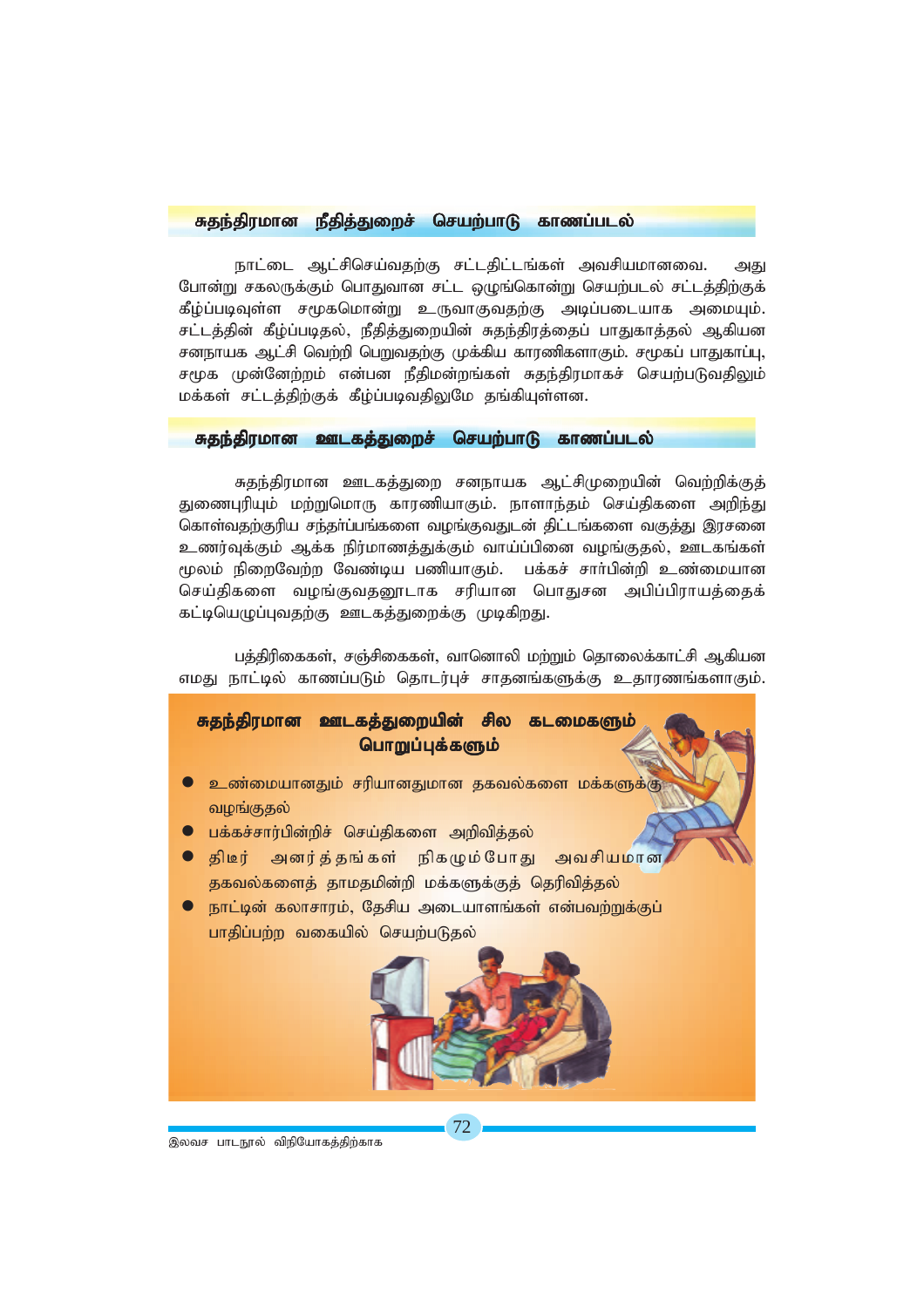## சுதந்திரமான நீதித்துறைச் செயற்பாடு காணப்படல்

நாட்டை ஆட்சிசெய்வதற்கு சட்டதிட்டங்கள் அவசியமானவை. அது போன்று சகலருக்கும் பொதுவான சட்ட ஒழுங்கொன்று செயற்படல் சட்டத்திற்குக் கீழ்ப்படிவுள்ள சமூகமொன்று உருவாகுவதற்கு அடிப்படையாக அமையும். சட்டத்தின் கீழ்ப்படிதல், நீதித்துறையின் சுதந்திரத்தைப் பாதுகாத்தல் ஆகியன சனநாயக ஆட்சி வெற்றி பெறுவதற்கு முக்கிய காரணிகளாகும். சமூகப் பாதுகாப்பு, சமூக முன்னேற்றம் என்பன நீதிமன்றங்கள் சுதந்திரமாகச் செயற்படுவதிலும் மக்கள் சட்டத்திற்குக் கீழ்ப்படிவதிலுமே தங்கியுள்ளன.

## சுதந்திரமான ஊடகத்துறைச் செயற்பாடு காணப்படல்

சுதந்திரமான ஊடகத்துறை சனநாயக ஆட்சிமுறையின் வெற்றிக்குத் துணைபுரியும் மற்றுமொரு காரணியாகும். நாளாந்தம் செய்திகளை அறிந்து கொள்வதற்குரிய சந்தர்ப்பங்களை வழங்குவதுடன் திட்டங்களை வகுத்து இரசனை உணர்வுக்கும் ஆக்க நிர்மாணத்துக்கும் வாய்ப்பினை வழங்குதல், ஊடகங்கள் மூலம் நிறைவேற்ற வேண்டிய பணியாகும். பக்கச் சார்பின்றி உண்மையான செய்திகளை வழங்குவதனூடாக சரியான பொதுசன அபிப்பிராயத்தைக் கட்டியெழுப்புவதற்கு ஊடகத்துறைக்கு முடிகிறது.

பத்திரிகைகள், சஞ்சிகைகள், வானொலி மற்றும் தொலைக்காட்சி ஆகியன எமது நாட்டில் காணப்படும் தொடர்புச் சாதனங்களுக்கு உதாரணங்களாகும்.

### சுதந்திரமான ஊடகத்துறையின் சில கடமைகளும் பொறுப்புக்களும்

- உண்மையானதும் சரியானதுமான தகவல்களை மக்களுக்கு வழங்குதல்
- பக்கச்சார்பின்றிச் செய்திகளை அறிவித்தல்
- திடீர் அனர்த்தங்கள் நிகழும்போது அவசியமான தகவல்களைத் தாமதமின்றி மக்களுக்குத் தெரிவித்தல்
- நாட்டின் கலாசாரம், தேசிய அடையாளங்கள் என்பவற்றுக்குப் பாதிப்பற்ற வகையில் செயற்படுதல்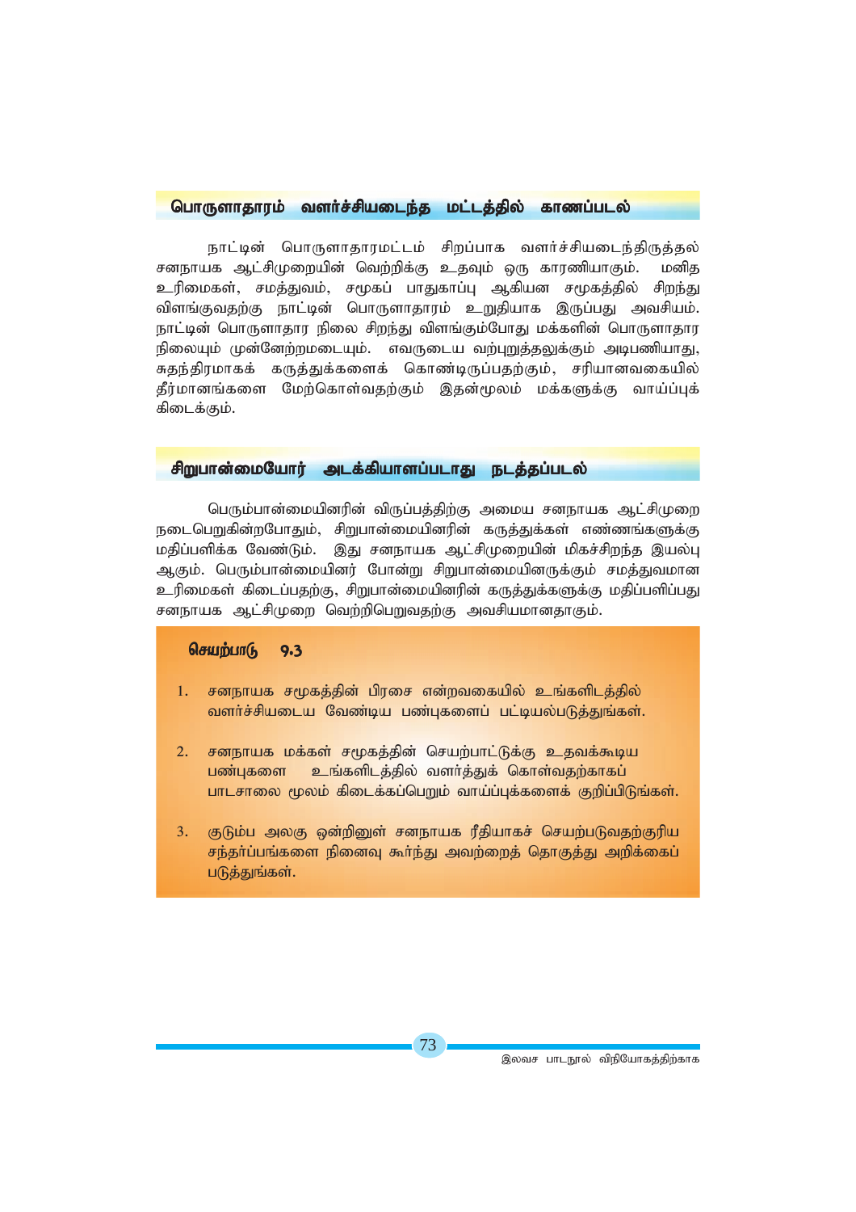## பொருளாதாரம் வளர்ச்சியடைந்த மட்டத்தில் காணப்படல்

நாட்டின் பொருளாதாரமட்டம் சிறப்பாக வளர்ச்சியடைந்திருத்தல் சனநாயக ஆட்சிமுறையின் வெற்றிக்கு உதவும் ஒரு காரணியாகும். மனித உரிமைகள், சமத்துவம், சமூகப் பாதுகாப்பு ஆகியன சமூகத்தில் சிறந்து விளங்குவதற்கு நாட்டின் பொருளாதாரம் உறுதியாக இருப்பது அவசியம். நாட்டின் பொருளாதார நிலை சிறந்து விளங்கும்போது மக்களின் பொருளாதார நிலையும் முன்னேற்றமடையும். எவருடைய வற்புறுத்தலுக்கும் அடிபணியாது, சுதந்திரமாகக் கருத்துக்களைக் கொண்டிருப்பதற்கும், சரியானவகையில் தீர்மானங்களை மேற்கொள்வதற்கும் இதன்மூலம் மக்களுக்கு வாய்ப்புக் கிடைக்கும்.

## சிறுபான்மையோர் அடக்கியாளப்படாது நடத்தப்படல்

பெரும்பான்மையினரின் விருப்பத்திற்கு அமைய சனநாயக ஆட்சிமுறை நடைபெறுகின்றபோதும், சிறுபான்மையினரின் கருத்துக்கள் எண்ணங்களுக்கு மதிப்பளிக்க வேண்டும். இது சனநாயக ஆட்சிமுறையின் மிகச்சிறந்த இயல்பு ஆகும். பெரும்பான்மையினர் போன்று சிறுபான்மையினருக்கும் சமத்துவமான உரிமைகள் கிடைப்பதற்கு, சிறுபான்மையினரின் கருத்துக்களுக்கு மதிப்பளிப்பது சனநாயக ஆட்சிமுறை வெற்றிபெறுவதற்கு அவசியமானதாகும்.

### செயற்பாடு 9.3

1. சனநாயக சமூகத்தின் பிரசை என்றவகையில் உங்களிடத்தில் வளர்ச்சியடைய வேண்டிய பண்புகளைப் பட்டியல்படுத்துங்கள்.
2. சனநாயக மக்கள் சமூகத்தின் செயற்பாட்டுக்கு உதவக்கூடிய பண்புகளை உங்களிடத்தில் வளர்த்துக் கொள்வதற்காகப் பாடசாலை மூலம் கிடைக்கப்பெறும் வாய்ப்புக்களைக் குறிப்பிடுங்கள்.
3. குடும்ப அலகு ஒன்றினுள் சனநாயக ரீதியாகச் செயற்படுவதற்குரிய சந்தர்ப்பங்களை நினைவு கூர்ந்து அவற்றைத் தொகுத்து அறிக்கைப் படுத்துங்கள்.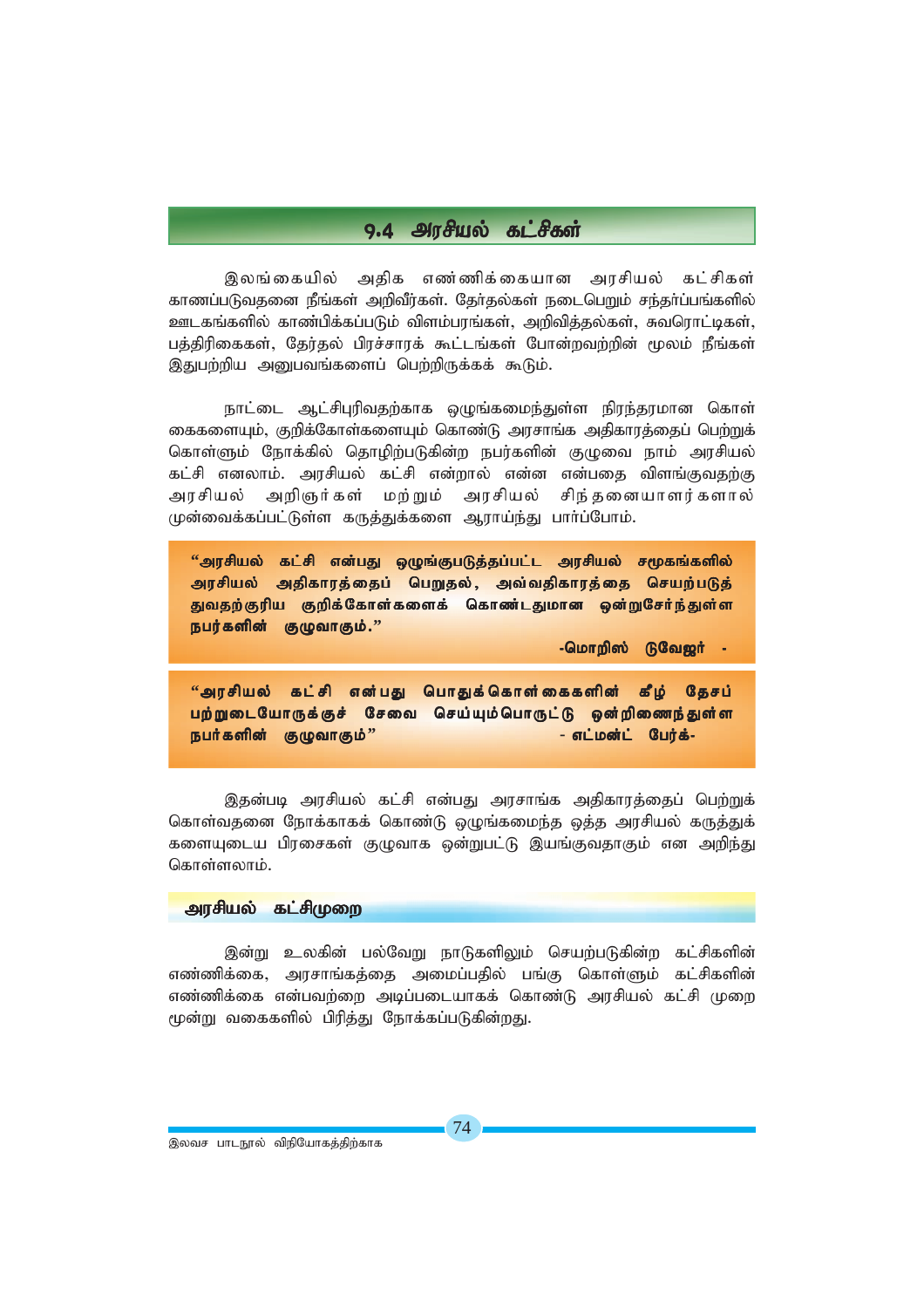## 9.4 அரசியல் கட்சிகள்

இலங்கையில் அதிக எண்ணிக்கையான அரசியல் கட்சிகள் காணப்படுவதனை நீங்கள் அறிவீர்கள். தேர்தல்கள் நடைபெறும் சந்தர்ப்பங்களில் ஊடகங்களில் காண்பிக்கப்படும் விளம்பரங்கள், அறிவித்தல்கள், சுவரொட்டிகள், பத்திரிகைகள், தேர்தல் பிரச்சாரக் கூட்டங்கள் போன்றவற்றின் மூலம் நீங்கள் இதுபற்றிய அனுபவங்களைப் பெற்றிருக்கக் கூடும்.

நாட்டை ஆட்சிபுரிவதற்காக ஒழுங்கமைந்துள்ள நிரந்தரமான கொள்கைகளையும், குறிக்கோள்களையும் கொண்டு அரசாங்க அதிகாரத்தைப் பெற்றுக் கொள்ளும் நோக்கில் தொழிற்படுகின்ற நபர்களின் குழுவை நாம் அரசியல் கட்சி எனலாம். அரசியல் கட்சி என்றால் என்ன என்பதை விளங்குவதற்கு அரசியல் அறிஞர்கள் மற்றும் அரசியல் சிந்தனையாளர்களால் முன்வைக்கப்பட்டுள்ள கருத்துக்களை ஆராய்ந்து பார்ப்போம்.

> **"அரசியல் கட்சி என்பது ஒழுங்குபடுத்தப்பட்ட அரசியல் சமூகங்களில் அரசியல் அதிகாரத்தைப் பெறுதல், அவ்வதிகாரத்தை செயற்படுத்துவதற்குரிய குறிக்கோள்களைக் கொண்டதுமான ஒன்றுசேர்ந்துள்ள நபர்களின் குழுவாகும்."**
>
> **-மொறிஸ் டுவேஜர் -**

> **"அரசியல் கட்சி என்பது பொதுக்கொள்கைகளின் கீழ் தேசப்பற்றுடையோருக்குச் சேவை செய்யும்பொருட்டு ஒன்றிணைந்துள்ள நபர்களின் குழுவாகும்"**
>
> **- எட்மன்ட் பேர்க்-**

இதன்படி அரசியல் கட்சி என்பது அரசாங்க அதிகாரத்தைப் பெற்றுக் கொள்வதனை நோக்காகக் கொண்டு ஒழுங்கமைந்த ஒத்த அரசியல் கருத்துக் களையுடைய பிரசைகள் குழுவாக ஒன்றுபட்டு இயங்குவதாகும் என அறிந்து கொள்ளலாம்.

### அரசியல் கட்சிமுறை

இன்று உலகின் பல்வேறு நாடுகளிலும் செயற்படுகின்ற கட்சிகளின் எண்ணிக்கை, அரசாங்கத்தை அமைப்பதில் பங்கு கொள்ளும் கட்சிகளின் எண்ணிக்கை என்பவற்றை அடிப்படையாகக் கொண்டு அரசியல் கட்சி முறை மூன்று வகைகளில் பிரித்து நோக்கப்படுகின்றது.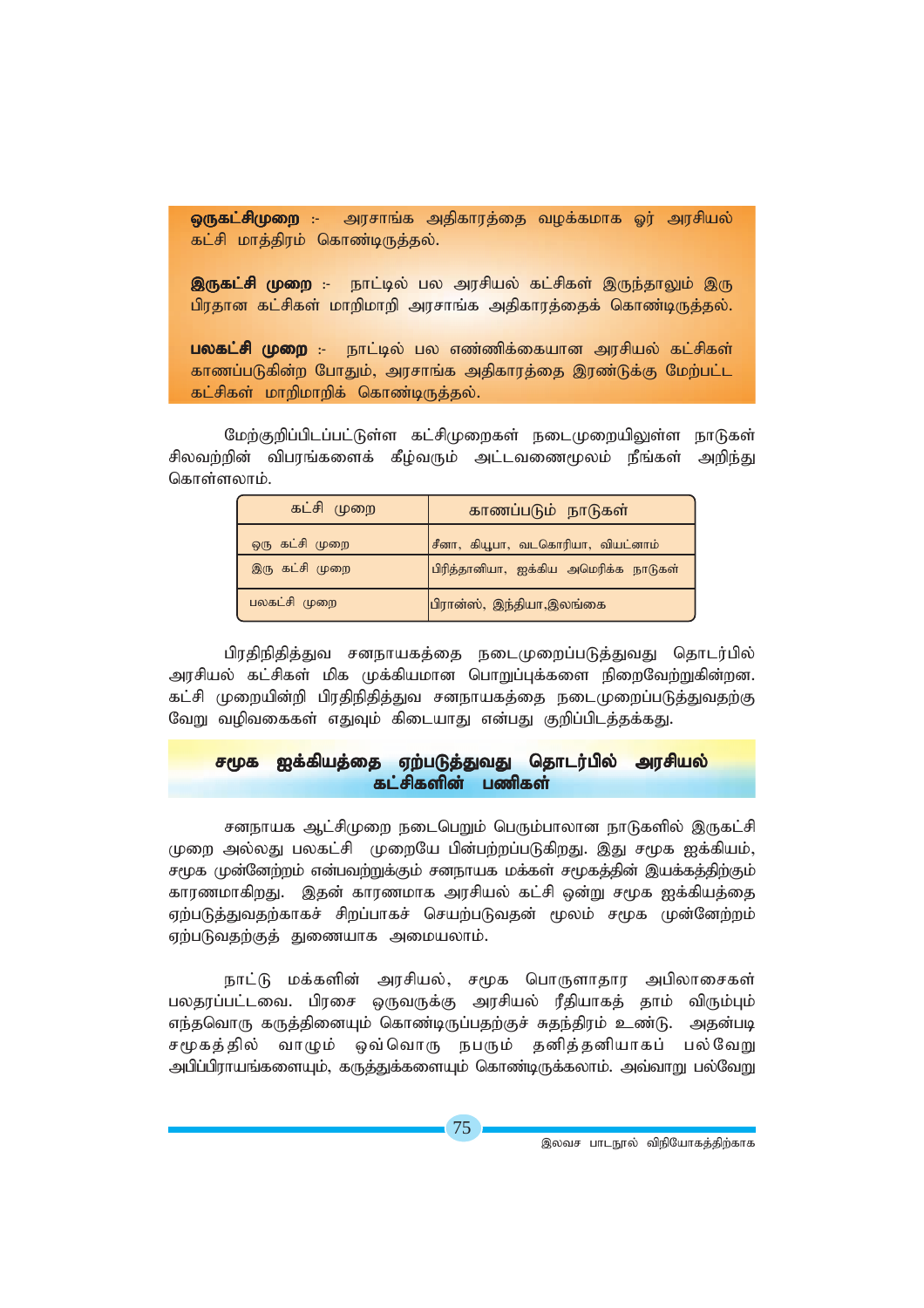**ஒருகட்சிமுறை** :- அரசாங்க அதிகாரத்தை வழக்கமாக ஓர் அரசியல் கட்சி மாத்திரம் கொண்டிருத்தல்.

**இருகட்சி முறை** :- நாட்டில் பல அரசியல் கட்சிகள் இருந்தாலும் இரு பிரதான கட்சிகள் மாறிமாறி அரசாங்க அதிகாரத்தைக் கொண்டிருத்தல்.

**பலகட்சி முறை** :- நாட்டில் பல எண்ணிக்கையான அரசியல் கட்சிகள் காணப்படுகின்ற போதும், அரசாங்க அதிகாரத்தை இரண்டுக்கு மேற்பட்ட கட்சிகள் மாறிமாறிக் கொண்டிருத்தல்.

மேற்குறிப்பிடப்பட்டுள்ள கட்சிமுறைகள் நடைமுறையிலுள்ள நாடுகள் சிலவற்றின் விபரங்களைக் கீழ்வரும் அட்டவணைமூலம் நீங்கள் அறிந்து கொள்ளலாம்.

| கட்சி முறை | காணப்படும் நாடுகள் |
|---|---|
| ஒரு கட்சி முறை | சீனா, கியூபா, வடகொரியா, வியட்னாம் |
| இரு கட்சி முறை | பிரித்தானியா, ஐக்கிய அமெரிக்க நாடுகள் |
| பலகட்சி முறை | பிரான்ஸ், இந்தியா,இலங்கை |

பிரதிநிதித்துவ சனநாயகத்தை நடைமுறைப்படுத்துவது தொடர்பில் அரசியல் கட்சிகள் மிக முக்கியமான பொறுப்புக்களை நிறைவேற்றுகின்றன. கட்சி முறையின்றி பிரதிநிதித்துவ சனநாயகத்தை நடைமுறைப்படுத்துவதற்கு வேறு வழிவகைகள் எதுவும் கிடையாது என்பது குறிப்பிடத்தக்கது.

## சமூக ஐக்கியத்தை ஏற்படுத்துவது தொடர்பில் அரசியல் கட்சிகளின் பணிகள்

சனநாயக ஆட்சிமுறை நடைபெறும் பெரும்பாலான நாடுகளில் இருகட்சி முறை அல்லது பலகட்சி முறையே பின்பற்றப்படுகிறது. இது சமூக ஐக்கியம், சமூக முன்னேற்றம் என்பவற்றுக்கும் சனநாயக மக்கள் சமூகத்தின் இயக்கத்திற்கும் காரணமாகிறது. இதன் காரணமாக அரசியல் கட்சி ஒன்று சமூக ஐக்கியத்தை ஏற்படுத்துவதற்காகச் சிறப்பாகச் செயற்படுவதன் மூலம் சமூக முன்னேற்றம் ஏற்படுவதற்குத் துணையாக அமையலாம்.

நாட்டு மக்களின் அரசியல், சமூக பொருளாதார அபிலாசைகள் பலதரப்பட்டவை. பிரசை ஒருவருக்கு அரசியல் ரீதியாகத் தாம் விரும்பும் எந்தவொரு கருத்தினையும் கொண்டிருப்பதற்குச் சுதந்திரம் உண்டு. அதன்படி சமூகத்தில் வாழும் ஒவ்வொரு நபரும் தனித்தனியாகப் பல்வேறு அபிப்பிராயங்களையும், கருத்துக்களையும் கொண்டிருக்கலாம். அவ்வாறு பல்வேறு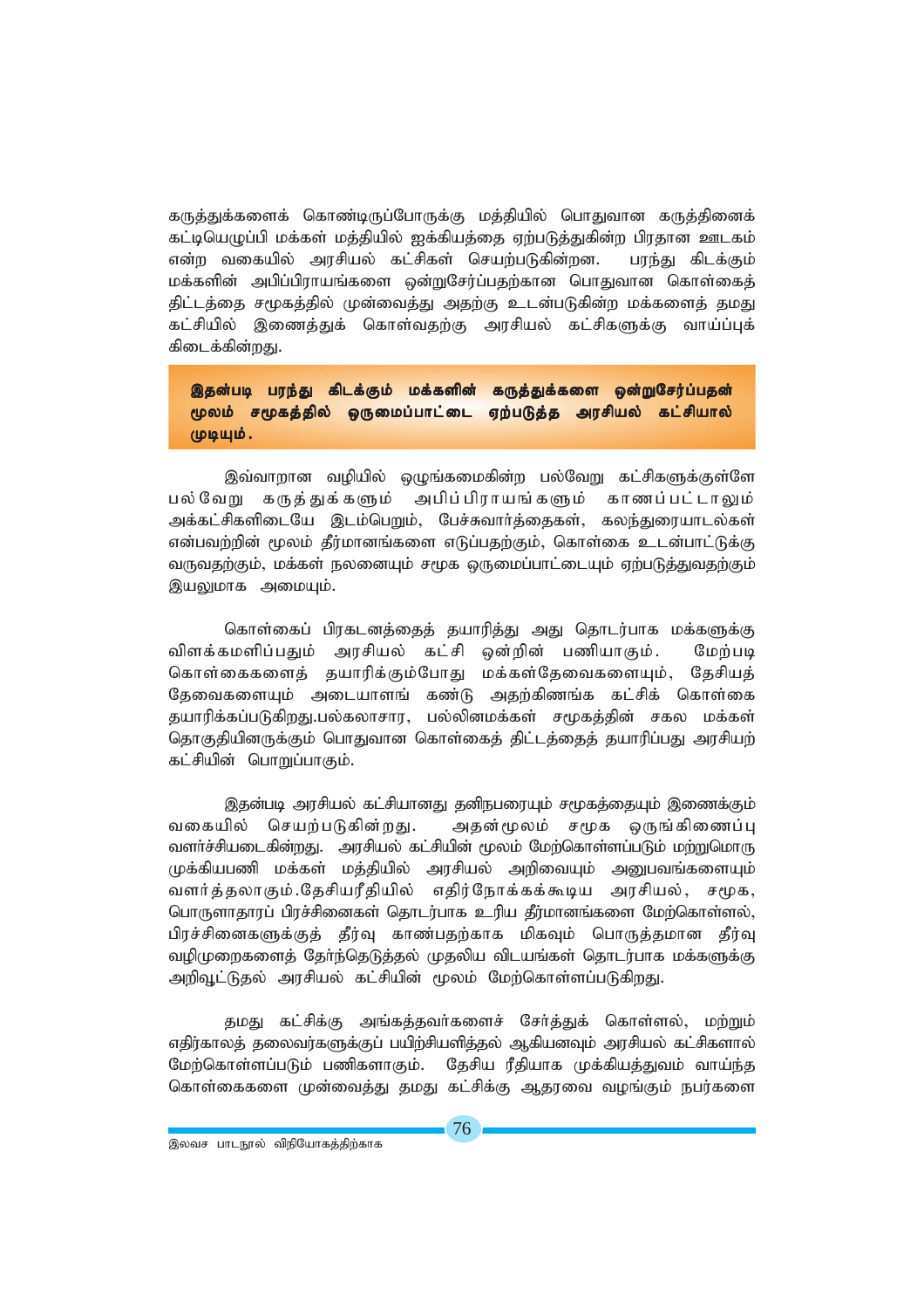கருத்துக்களைக் கொண்டிருப்போருக்கு மத்தியில் பொதுவான கருத்தினைக் கட்டியெழுப்பி மக்கள் மத்தியில் ஐக்கியத்தை ஏற்படுத்துகின்ற பிரதான ஊடகம் என்ற வகையில் அரசியல் கட்சிகள் செயற்படுகின்றன. பரந்து கிடக்கும் மக்களின் அபிப்பிராயங்களை ஒன்றுசேர்ப்பதற்கான பொதுவான கொள்கைத் திட்டத்தை சமூகத்தில் முன்வைத்து அதற்கு உடன்படுகின்ற மக்களைத் தமது கட்சியில் இணைத்துக் கொள்வதற்கு அரசியல் கட்சிகளுக்கு வாய்ப்புக் கிடைக்கின்றது.

**இதன்படி பரந்து கிடக்கும் மக்களின் கருத்துக்களை ஒன்றுசேர்ப்பதன் மூலம் சமூகத்தில் ஒருமைப்பாட்டை ஏற்படுத்த அரசியல் கட்சியால் முடியும்.**

இவ்வாறான வழியில் ஒழுங்கமைகின்ற பல்வேறு கட்சிகளுக்குள்ளே பல்வேறு கருத்துக்களும் அபிப்பிராயங்களும் காணப்பட்டாலும் அக்கட்சிகளிடையே இடம்பெறும், பேச்சுவார்த்தைகள், கலந்துரையாடல்கள் என்பவற்றின் மூலம் தீர்மானங்களை எடுப்பதற்கும், கொள்கை உடன்பாட்டுக்கு வருவதற்கும், மக்கள் நலனையும் சமூக ஒருமைப்பாட்டையும் ஏற்படுத்துவதற்கும் இயலுமாக அமையும்.

கொள்கைப் பிரகடனத்தைத் தயாரித்து அது தொடர்பாக மக்களுக்கு விளக்கமளிப்பதும் அரசியல் கட்சி ஒன்றின் பணியாகும். மேற்படி கொள்கைகளைத் தயாரிக்கும்போது மக்கள்தேவைகளையும், தேசியத் தேவைகளையும் அடையாளங் கண்டு அதற்கிணங்க கட்சிக் கொள்கை தயாரிக்கப்படுகிறது.பல்கலாசார, பல்லினமக்கள் சமூகத்தின் சகல மக்கள் தொகுதியினருக்கும் பொதுவான கொள்கைத் திட்டத்தைத் தயாரிப்பது அரசியற் கட்சியின் பொறுப்பாகும்.

இதன்படி அரசியல் கட்சியானது தனிநபரையும் சமூகத்தையும் இணைக்கும் வகையில் செயற்படுகின்றது. அதன்மூலம் சமூக ஒருங்கிணைப்பு வளர்ச்சியடைகின்றது. அரசியல் கட்சியின் மூலம் மேற்கொள்ளப்படும் மற்றுமொரு முக்கியபணி மக்கள் மத்தியில் அரசியல் அறிவையும் அனுபவங்களையும் வளர்த்தலாகும்.தேசியரீதியில் எதிர்நோக்கக்கூடிய அரசியல், சமூக, பொருளாதாரப் பிரச்சினைகள் தொடர்பாக உரிய தீர்மானங்களை மேற்கொள்ளல், பிரச்சினைகளுக்குத் தீர்வு காண்பதற்காக மிகவும் பொருத்தமான தீர்வு வழிமுறைகளைத் தேர்ந்தெடுத்தல் முதலிய விடயங்கள் தொடர்பாக மக்களுக்கு அறிவூட்டுதல் அரசியல் கட்சியின் மூலம் மேற்கொள்ளப்படுகிறது.

தமது கட்சிக்கு அங்கத்தவர்களைச் சேர்த்துக் கொள்ளல், மற்றும் எதிர்காலத் தலைவர்களுக்குப் பயிற்சியளித்தல் ஆகியனவும் அரசியல் கட்சிகளால் மேற்கொள்ளப்படும் பணிகளாகும். தேசிய ரீதியாக முக்கியத்துவம் வாய்ந்த கொள்கைகளை முன்வைத்து தமது கட்சிக்கு ஆதரவை வழங்கும் நபர்களை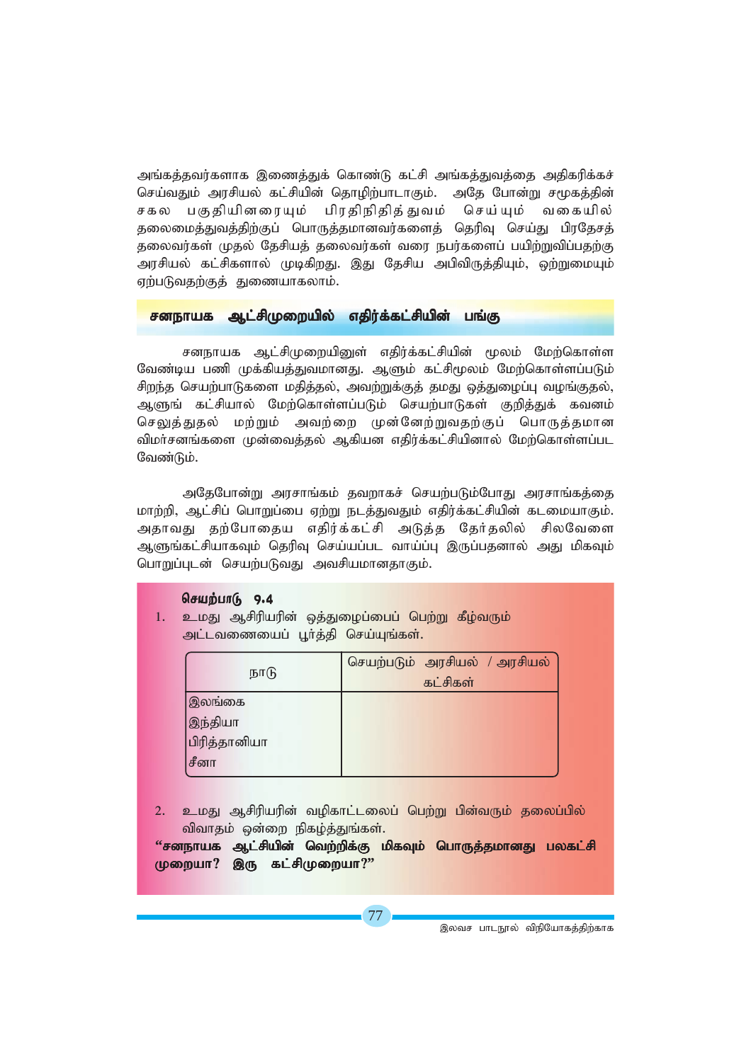அங்கத்தவர்களாக இணைத்துக் கொண்டு கட்சி அங்கத்துவத்தை அதிகரிக்கச் செய்வதும் அரசியல் கட்சியின் தொழிற்பாடாகும். அதே போன்று சமூகத்தின் சகல பகுதியினரையும் பிரதிநிதித்துவம் செய்யும் வகையில் தலைமைத்துவத்திற்குப் பொருத்தமானவர்களைத் தெரிவு செய்து பிரதேசத் தலைவர்கள் முதல் தேசியத் தலைவர்கள் வரை நபர்களைப் பயிற்றுவிப்பதற்கு அரசியல் கட்சிகளால் முடிகிறது. இது தேசிய அபிவிருத்தியும், ஒற்றுமையும் ஏற்படுவதற்குத் துணையாகலாம்.

## சனநாயக ஆட்சிமுறையில் எதிர்க்கட்சியின் பங்கு

சனநாயக ஆட்சிமுறையினுள் எதிர்க்கட்சியின் மூலம் மேற்கொள்ள வேண்டிய பணி முக்கியத்துவமானது. ஆளும் கட்சிமூலம் மேற்கொள்ளப்படும் சிறந்த செயற்பாடுகளை மதித்தல், அவற்றுக்குத் தமது ஒத்துழைப்பு வழங்குதல், ஆளுங் கட்சியால் மேற்கொள்ளப்படும் செயற்பாடுகள் குறித்துக் கவனம் செலுத்துதல் மற்றும் அவற்றை முன்னேற்றுவதற்குப் பொருத்தமான விமர்சனங்களை முன்வைத்தல் ஆகியன எதிர்க்கட்சியினால் மேற்கொள்ளப்பட வேண்டும்.

அதேபோன்று அரசாங்கம் தவறாகச் செயற்படும்போது அரசாங்கத்தை மாற்றி, ஆட்சிப் பொறுப்பை ஏற்று நடத்துவதும் எதிர்க்கட்சியின் கடமையாகும். அதாவது தற்போதைய எதிர்க்கட்சி அடுத்த தேர்தலில் சிலவேளை ஆளுங்கட்சியாகவும் தெரிவு செய்யப்பட வாய்ப்பு இருப்பதனால் அது மிகவும் பொறுப்புடன் செயற்படுவது அவசியமானதாகும்.

**செயற்பாடு 9.4**

1. உமது ஆசிரியரின் ஒத்துழைப்பைப் பெற்று கீழ்வரும் அட்டவணையைப் பூர்த்தி செய்யுங்கள்.

| நாடு | செயற்படும் அரசியல் / அரசியல் கட்சிகள் |
|---|---|
| இலங்கை | |
| இந்தியா | |
| பிரித்தானியா | |
| சீனா | |

2. உமது ஆசிரியரின் வழிகாட்டலைப் பெற்று பின்வரும் தலைப்பில் விவாதம் ஒன்றை நிகழ்த்துங்கள்.

**"சனநாயக ஆட்சியின் வெற்றிக்கு மிகவும் பொருத்தமானது பலகட்சி முறையா? இரு கட்சிமுறையா?"**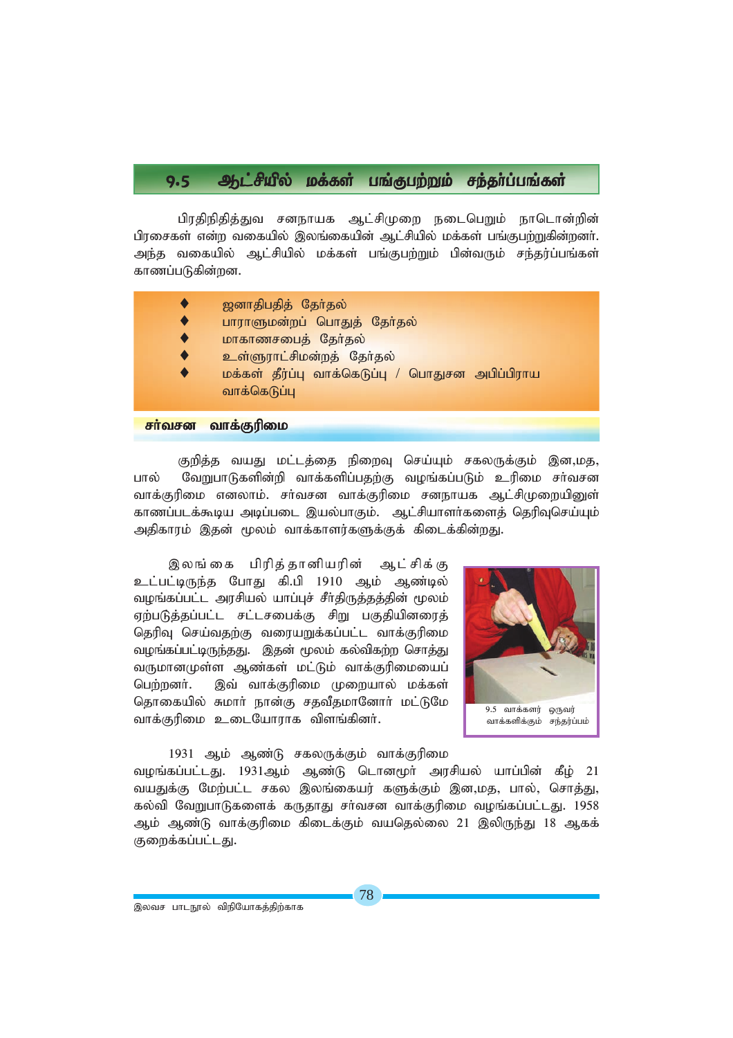## 9.5 ஆட்சியில் மக்கள் பங்குபற்றும் சந்தர்ப்பங்கள்

பிரதிநிதித்துவ சனநாயக ஆட்சிமுறை நடைபெறும் நாடொன்றின் பிரசைகள் என்ற வகையில் இலங்கையின் ஆட்சியில் மக்கள் பங்குபற்றுகின்றனர். அந்த வகையில் ஆட்சியில் மக்கள் பங்குபற்றும் பின்வரும் சந்தர்ப்பங்கள் காணப்படுகின்றன.

- ஜனாதிபதித் தேர்தல்
- பாராளுமன்றப் பொதுத் தேர்தல்
- மாகாணசபைத் தேர்தல்
- உள்ளூராட்சிமன்றத் தேர்தல்
- மக்கள் தீர்ப்பு வாக்கெடுப்பு / பொதுசன அபிப்பிராய வாக்கெடுப்பு

### சர்வசன வாக்குரிமை

குறித்த வயது மட்டத்தை நிறைவு செய்யும் சகலருக்கும் இன,மத, பால் வேறுபாடுகளின்றி வாக்களிப்பதற்கு வழங்கப்படும் உரிமை சர்வசன வாக்குரிமை எனலாம். சர்வசன வாக்குரிமை சனநாயக ஆட்சிமுறையினுள் காணப்படக்கூடிய அடிப்படை இயல்பாகும். ஆட்சியாளர்களைத் தெரிவுசெய்யும் அதிகாரம் இதன் மூலம் வாக்காளர்களுக்குக் கிடைக்கின்றது.

இலங்கை பிரித்தானியரின் ஆட்சிக்கு உட்பட்டிருந்த போது கி.பி 1910 ஆம் ஆண்டில் வழங்கப்பட்ட அரசியல் யாப்புச் சீர்திருத்தத்தின் மூலம் ஏற்படுத்தப்பட்ட சட்டசபைக்கு சிறு பகுதியினரைத் தெரிவு செய்வதற்கு வரையறுக்கப்பட்ட வாக்குரிமை வழங்கப்பட்டிருந்தது. இதன் மூலம் கல்விகற்ற சொத்து வருமானமுள்ள ஆண்கள் மட்டும் வாக்குரிமையைப் பெற்றனர். இவ் வாக்குரிமை முறையால் மக்கள் தொகையில் சுமார் நான்கு சதவீதமானோர் மட்டுமே வாக்குரிமை உடையோராக விளங்கினர்.

9.5 வாக்காளர் ஒருவர் வாக்களிக்கும் சந்தர்ப்பம்

1931 ஆம் ஆண்டு சகலருக்கும் வாக்குரிமை வழங்கப்பட்டது. 1931ஆம் ஆண்டு டொனமூர் அரசியல் யாப்பின் கீழ் 21 வயதுக்கு மேற்பட்ட சகல இலங்கையர் களுக்கும் இன,மத, பால், சொத்து, கல்வி வேறுபாடுகளைக் கருதாது சர்வசன வாக்குரிமை வழங்கப்பட்டது. 1958 ஆம் ஆண்டு வாக்குரிமை கிடைக்கும் வயதெல்லை 21 இலிருந்து 18 ஆகக் குறைக்கப்பட்டது.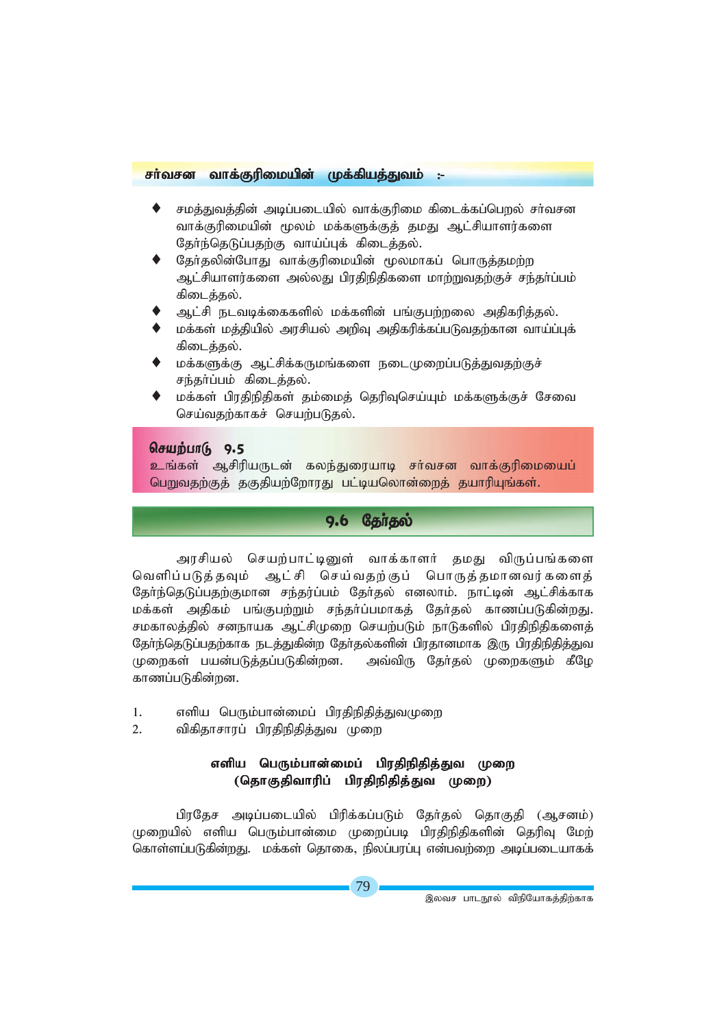**சர்வசன வாக்குரிமையின் முக்கியத்துவம் :-**

- சமத்துவத்தின் அடிப்படையில் வாக்குரிமை கிடைக்கப்பெறல் சர்வசன வாக்குரிமையின் மூலம் மக்களுக்குத் தமது ஆட்சியாளர்களை தேர்ந்தெடுப்பதற்கு வாய்ப்புக் கிடைத்தல்.
- தேர்தலின்போது வாக்குரிமையின் மூலமாகப் பொருத்தமற்ற ஆட்சியாளர்களை அல்லது பிரதிநிதிகளை மாற்றுவதற்குச் சந்தர்ப்பம் கிடைத்தல்.
- ஆட்சி நடவடிக்கைகளில் மக்களின் பங்குபற்றலை அதிகரித்தல்.
- மக்கள் மத்தியில் அரசியல் அறிவு அதிகரிக்கப்படுவதற்கான வாய்ப்புக் கிடைத்தல்.
- மக்களுக்கு ஆட்சிக்கருமங்களை நடைமுறைப்படுத்துவதற்குச் சந்தர்ப்பம் கிடைத்தல்.
- மக்கள் பிரதிநிதிகள் தம்மைத் தெரிவுசெய்யும் மக்களுக்குச் சேவை செய்வதற்காகச் செயற்படுதல்.

**செயற்பாடு 9.5**

உங்கள் ஆசிரியருடன் கலந்துரையாடி சர்வசன வாக்குரிமையைப் பெறுவதற்குத் தகுதியற்றோரது பட்டியலொன்றைத் தயாரியுங்கள்.

## 9.6 தேர்தல்

அரசியல் செயற்பாட்டினுள் வாக்காளர் தமது விருப்பங்களை வெளிப்படுத்தவும் ஆட்சி செய்வதற்குப் பொருத்தமானவர்களைத் தேர்ந்தெடுப்பதற்குமான சந்தர்ப்பம் தேர்தல் எனலாம். நாட்டின் ஆட்சிக்காக மக்கள் அதிகம் பங்குபற்றும் சந்தர்ப்பமாகத் தேர்தல் காணப்படுகின்றது. சமகாலத்தில் சனநாயக ஆட்சிமுறை செயற்படும் நாடுகளில் பிரதிநிதிகளைத் தேர்ந்தெடுப்பதற்காக நடத்துகின்ற தேர்தல்களின் பிரதானமாக இரு பிரதிநிதித்துவ முறைகள் பயன்படுத்தப்படுகின்றன. அவ்விரு தேர்தல் முறைகளும் கீழே காணப்படுகின்றன.

1. எளிய பெரும்பான்மைப் பிரதிநிதித்துவமுறை
2. விகிதாசாரப் பிரதிநிதித்துவ முறை

### எளிய பெரும்பான்மைப் பிரதிநிதித்துவ முறை (தொகுதிவாரிப் பிரதிநிதித்துவ முறை)

பிரதேச அடிப்படையில் பிரிக்கப்படும் தேர்தல் தொகுதி (ஆசனம்) முறையில் எளிய பெரும்பான்மை முறைப்படி பிரதிநிதிகளின் தெரிவு மேற் கொள்ளப்படுகின்றது. மக்கள் தொகை, நிலப்பரப்பு என்பவற்றை அடிப்படையாகக்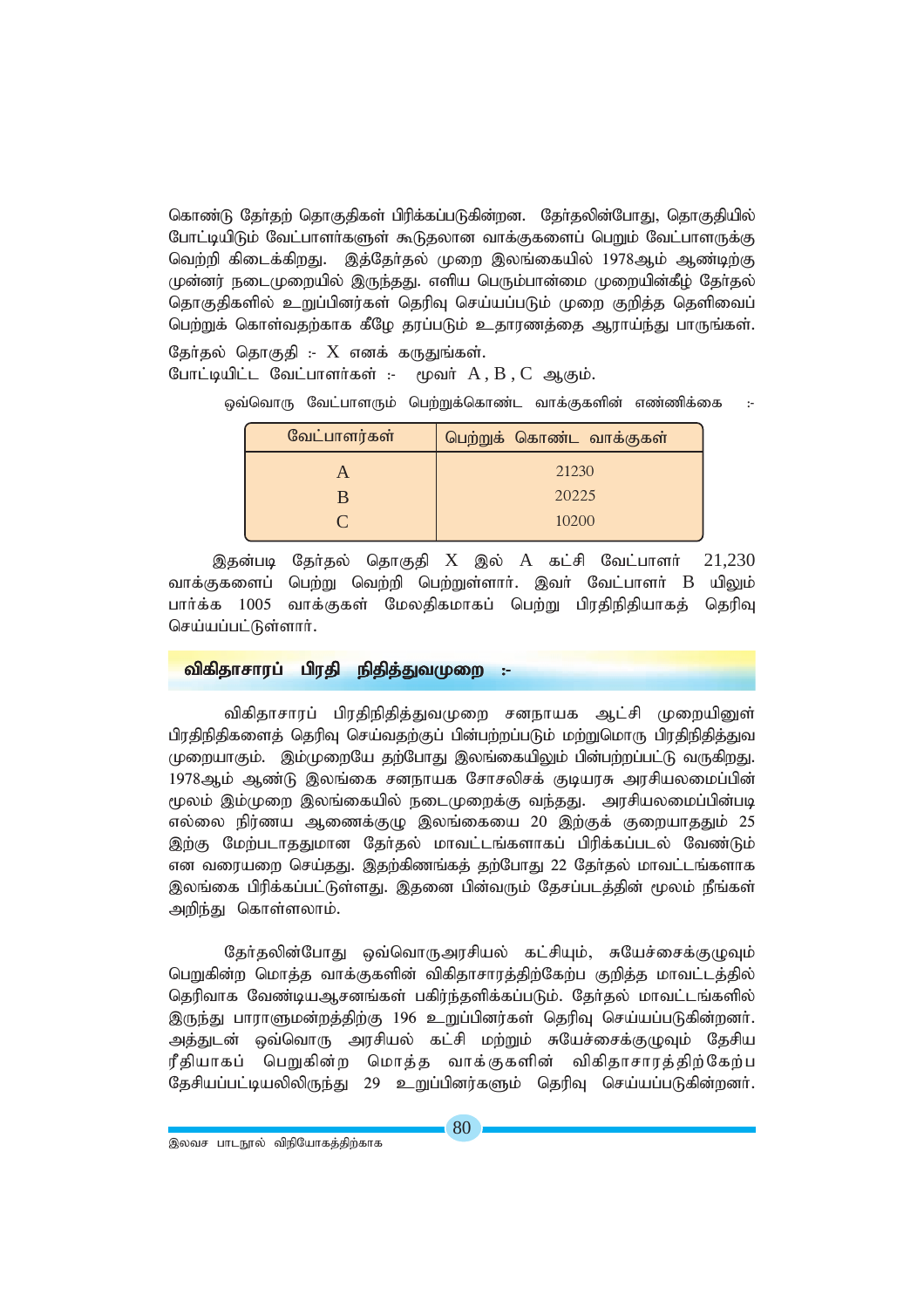கொண்டு தேர்தற் தொகுதிகள் பிரிக்கப்படுகின்றன. தேர்தலின்போது, தொகுதியில் போட்டியிடும் வேட்பாளர்களுள் கூடுதலான வாக்குகளைப் பெறும் வேட்பாளருக்கு வெற்றி கிடைக்கிறது. இத்தேர்தல் முறை இலங்கையில் 1978ஆம் ஆண்டிற்கு முன்னர் நடைமுறையில் இருந்தது. எளிய பெரும்பான்மை முறையின்கீழ் தேர்தல் தொகுதிகளில் உறுப்பினர்கள் தெரிவு செய்யப்படும் முறை குறித்த தெளிவைப் பெற்றுக் கொள்வதற்காக கீழே தரப்படும் உதாரணத்தை ஆராய்ந்து பாருங்கள்.

தேர்தல் தொகுதி :- X எனக் கருதுங்கள்.

போட்டியிட்ட வேட்பாளர்கள் :- மூவர் A , B , C ஆகும்.

ஒவ்வொரு வேட்பாளரும் பெற்றுக்கொண்ட வாக்குகளின் எண்ணிக்கை :-

| வேட்பாளர்கள் | பெற்றுக் கொண்ட வாக்குகள் |
|---|---|
| A | 21230 |
| B | 20225 |
| C | 10200 |

இதன்படி தேர்தல் தொகுதி X இல் A கட்சி வேட்பாளர் 21,230 வாக்குகளைப் பெற்று வெற்றி பெற்றுள்ளார். இவர் வேட்பாளர் B யிலும் பார்க்க 1005 வாக்குகள் மேலதிகமாகப் பெற்று பிரதிநிதியாகத் தெரிவு செய்யப்பட்டுள்ளார்.

## விகிதாசாரப் பிரதி நிதித்துவமுறை :-

விகிதாசாரப் பிரதிநிதித்துவமுறை சனநாயக ஆட்சி முறையினுள் பிரதிநிதிகளைத் தெரிவு செய்வதற்குப் பின்பற்றப்படும் மற்றுமொரு பிரதிநிதித்துவ முறையாகும். இம்முறையே தற்போது இலங்கையிலும் பின்பற்றப்பட்டு வருகிறது. 1978ஆம் ஆண்டு இலங்கை சனநாயக சோசலிசக் குடியரசு அரசியலமைப்பின் மூலம் இம்முறை இலங்கையில் நடைமுறைக்கு வந்தது. அரசியலமைப்பின்படி எல்லை நிர்ணய ஆணைக்குழு இலங்கையை 20 இற்குக் குறையாததும் 25 இற்கு மேற்படாததுமான தேர்தல் மாவட்டங்களாகப் பிரிக்கப்படல் வேண்டும் என வரையறை செய்தது. இதற்கிணங்கத் தற்போது 22 தேர்தல் மாவட்டங்களாக இலங்கை பிரிக்கப்பட்டுள்ளது. இதனை பின்வரும் தேசப்படத்தின் மூலம் நீங்கள் அறிந்து கொள்ளலாம்.

தேர்தலின்போது ஒவ்வொருஅரசியல் கட்சியும், சுயேச்சைக்குழுவும் பெறுகின்ற மொத்த வாக்குகளின் விகிதாசாரத்திற்கேற்ப குறித்த மாவட்டத்தில் தெரிவாக வேண்டியஆசனங்கள் பகிர்ந்தளிக்கப்படும். தேர்தல் மாவட்டங்களில் இருந்து பாராளுமன்றத்திற்கு 196 உறுப்பினர்கள் தெரிவு செய்யப்படுகின்றனர். அத்துடன் ஒவ்வொரு அரசியல் கட்சி மற்றும் சுயேச்சைக்குழுவும் தேசிய ரீதியாகப் பெறுகின்ற மொத்த வாக்குகளின் விகிதாசாரத்திற்கேற்ப தேசியப்பட்டியலிலிருந்து 29 உறுப்பினர்களும் தெரிவு செய்யப்படுகின்றனர்.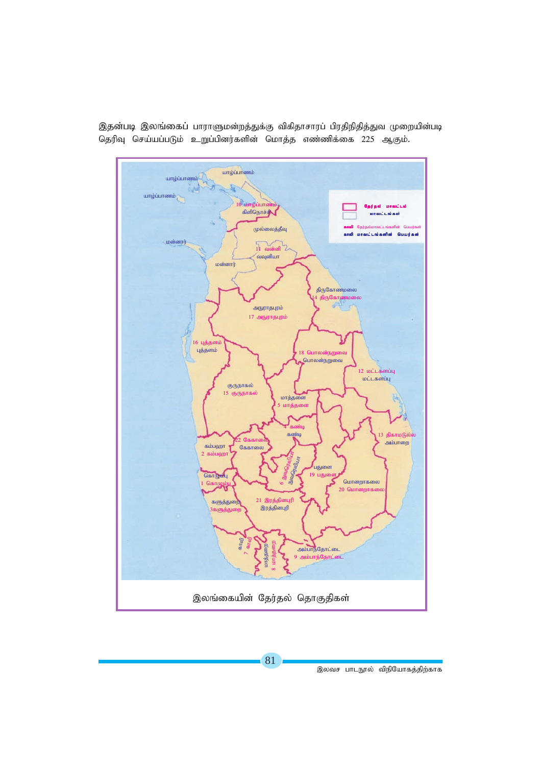இதன்படி இலங்கைப் பாராளுமன்றத்துக்கு விகிதாசாரப் பிரதிநிதித்துவ முறையின்படி தெரிவு செய்யப்படும் உறுப்பினர்களின் மொத்த எண்ணிக்கை 225 ஆகும்.

இலங்கையின் தேர்தல் தொகுதிகள்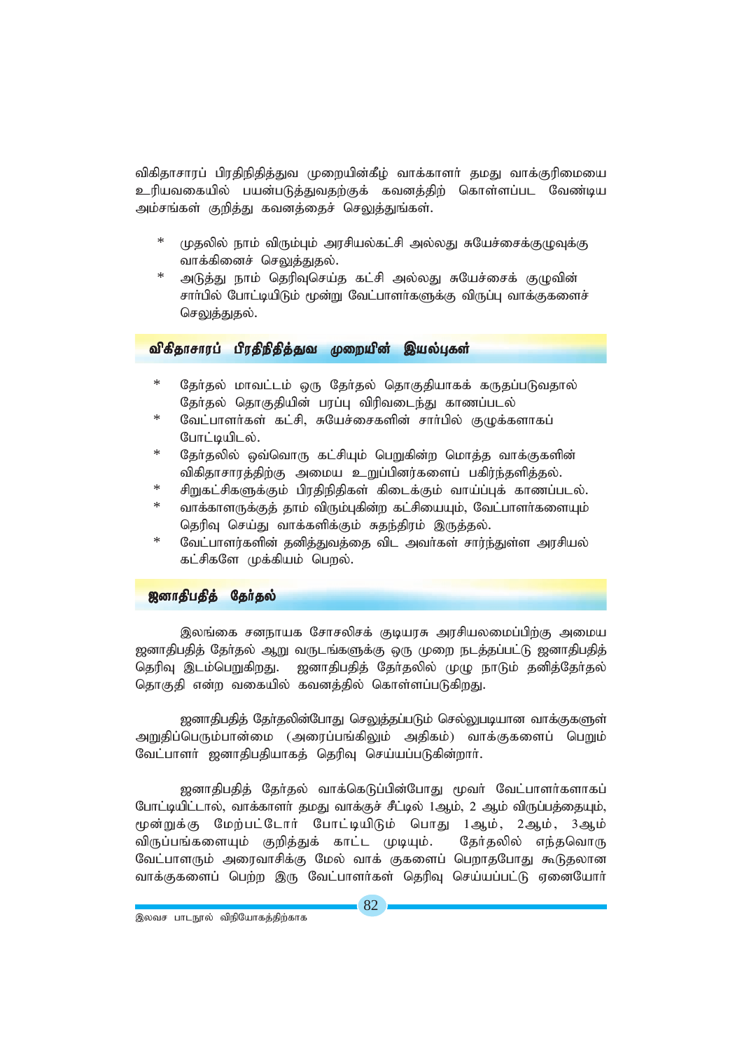விகிதாசாரப் பிரதிநிதித்துவ முறையின்கீழ் வாக்காளர் தமது வாக்குரிமையை உரியவகையில் பயன்படுத்துவதற்குக் கவனத்திற் கொள்ளப்பட வேண்டிய அம்சங்கள் குறித்து கவனத்தைச் செலுத்துங்கள்.

* முதலில் நாம் விரும்பும் அரசியல்கட்சி அல்லது சுயேச்சைக்குழுவுக்கு வாக்கினைச் செலுத்துதல்.
* அடுத்து நாம் தெரிவுசெய்த கட்சி அல்லது சுயேச்சைக் குழுவின் சார்பில் போட்டியிடும் மூன்று வேட்பாளர்களுக்கு விருப்பு வாக்குகளைச் செலுத்துதல்.

## விகிதாசாரப் பிரதிநிதித்துவ முறையின் இயல்புகள்

* தேர்தல் மாவட்டம் ஒரு தேர்தல் தொகுதியாகக் கருதப்படுவதால் தேர்தல் தொகுதியின் பரப்பு விரிவடைந்து காணப்படல்
* வேட்பாளர்கள் கட்சி, சுயேச்சைகளின் சார்பில் குழுக்களாகப் போட்டியிடல்.
* தேர்தலில் ஒவ்வொரு கட்சியும் பெறுகின்ற மொத்த வாக்குகளின் விகிதாசாரத்திற்கு அமைய உறுப்பினர்களைப் பகிர்ந்தளித்தல்.
* சிறுகட்சிகளுக்கும் பிரதிநிதிகள் கிடைக்கும் வாய்ப்புக் காணப்படல்.
* வாக்காளருக்குத் தாம் விரும்புகின்ற கட்சியையும், வேட்பாளர்களையும் தெரிவு செய்து வாக்களிக்கும் சுதந்திரம் இருத்தல்.
* வேட்பாளர்களின் தனித்துவத்தை விட அவர்கள் சார்ந்துள்ள அரசியல் கட்சிகளே முக்கியம் பெறல்.

## ஜனாதிபதித் தேர்தல்

இலங்கை சனநாயக சோசலிசக் குடியரசு அரசியலமைப்பிற்கு அமைய ஜனாதிபதித் தேர்தல் ஆறு வருடங்களுக்கு ஒரு முறை நடத்தப்பட்டு ஜனாதிபதித் தெரிவு இடம்பெறுகிறது. ஜனாதிபதித் தேர்தலில் முழு நாடும் தனித்தேர்தல் தொகுதி என்ற வகையில் கவனத்தில் கொள்ளப்படுகிறது.

ஜனாதிபதித் தேர்தலின்போது செலுத்தப்படும் செல்லுபடியான வாக்குகளுள் அறுதிப்பெரும்பான்மை (அரைப்பங்கிலும் அதிகம்) வாக்குகளைப் பெறும் வேட்பாளர் ஜனாதிபதியாகத் தெரிவு செய்யப்படுகின்றார்.

ஜனாதிபதித் தேர்தல் வாக்கெடுப்பின்போது மூவர் வேட்பாளர்களாகப் போட்டியிட்டால், வாக்காளர் தமது வாக்குச் சீட்டில் 1ஆம், 2 ஆம் விருப்பத்தையும், மூன்றுக்கு மேற்பட்டோர் போட்டியிடும் பொது 1ஆம், 2ஆம், 3ஆம் விருப்பங்களையும் குறித்துக் காட்ட முடியும். தேர்தலில் எந்தவொரு வேட்பாளரும் அரைவாசிக்கு மேல் வாக் குகளைப் பெறாதபோது கூடுதலான வாக்குகளைப் பெற்ற இரு வேட்பாளர்கள் தெரிவு செய்யப்பட்டு ஏனையோர்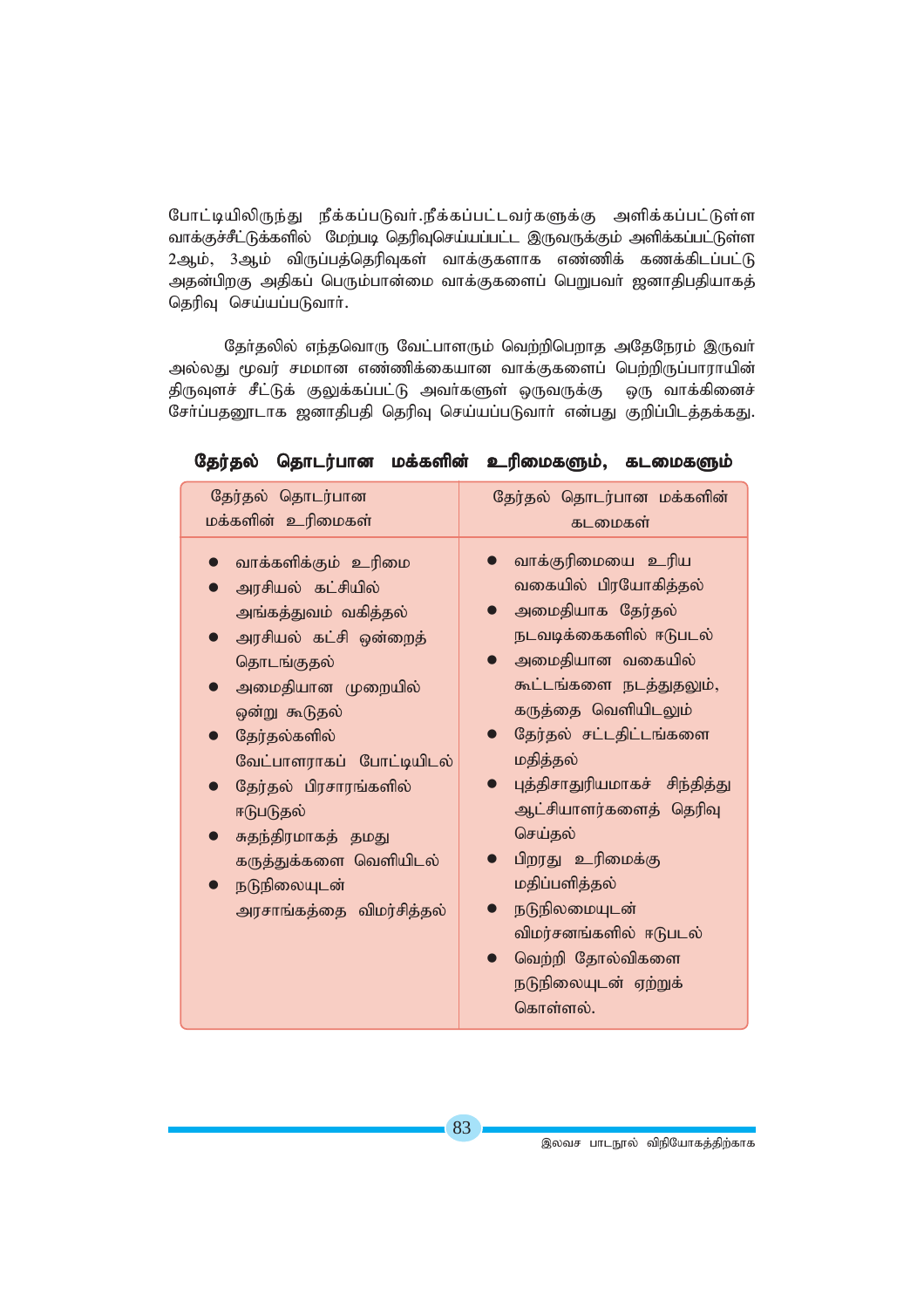போட்டியிலிருந்து நீக்கப்படுவர்.நீக்கப்பட்டவர்களுக்கு அளிக்கப்பட்டுள்ள வாக்குச்சீட்டுக்களில் மேற்படி தெரிவுசெய்யப்பட்ட இருவருக்கும் அளிக்கப்பட்டுள்ள 2ஆம், 3ஆம் விருப்பத்தெரிவுகள் வாக்குகளாக எண்ணிக் கணக்கிடப்பட்டு அதன்பிறகு அதிகப் பெரும்பான்மை வாக்குகளைப் பெறுபவர் ஜனாதிபதியாகத் தெரிவு செய்யப்படுவார்.

தேர்தலில் எந்தவொரு வேட்பாளரும் வெற்றிபெறாத அதேநேரம் இருவர் அல்லது மூவர் சமமான எண்ணிக்கையான வாக்குகளைப் பெற்றிருப்பாராயின் திருவுளச் சீட்டுக் குலுக்கப்பட்டு அவர்களுள் ஒருவருக்கு ஒரு வாக்கினைச் சேர்ப்பதனூடாக ஜனாதிபதி தெரிவு செய்யப்படுவார் என்பது குறிப்பிடத்தக்கது.

**தேர்தல் தொடர்பான மக்களின் உரிமைகளும், கடமைகளும்**

| தேர்தல் தொடர்பான மக்களின் உரிமைகள் | தேர்தல் தொடர்பான மக்களின் கடமைகள் |
|---|---|
| • வாக்களிக்கும் உரிமை<br>• அரசியல் கட்சியில் அங்கத்துவம் வகித்தல்<br>• அரசியல் கட்சி ஒன்றைத் தொடங்குதல்<br>• அமைதியான முறையில் ஒன்று கூடுதல்<br>• தேர்தல்களில் வேட்பாளராகப் போட்டியிடல்<br>• தேர்தல் பிரசாரங்களில் ஈடுபடுதல்<br>• சுதந்திரமாகத் தமது கருத்துக்களை வெளியிடல்<br>• நடுநிலையுடன் அரசாங்கத்தை விமர்சித்தல் | • வாக்குரிமையை உரிய வகையில் பிரயோகித்தல்<br>• அமைதியாக தேர்தல் நடவடிக்கைகளில் ஈடுபடல்<br>• அமைதியான வகையில் கூட்டங்களை நடத்துதலும், கருத்தை வெளியிடலும்<br>• தேர்தல் சட்டதிட்டங்களை மதித்தல்<br>• புத்திசாதுரியமாகச் சிந்தித்து ஆட்சியாளர்களைத் தெரிவு செய்தல்<br>• பிறரது உரிமைக்கு மதிப்பளித்தல்<br>• நடுநிலமையுடன் விமர்சனங்களில் ஈடுபடல்<br>• வெற்றி தோல்விகளை நடுநிலையுடன் ஏற்றுக் கொள்ளல். |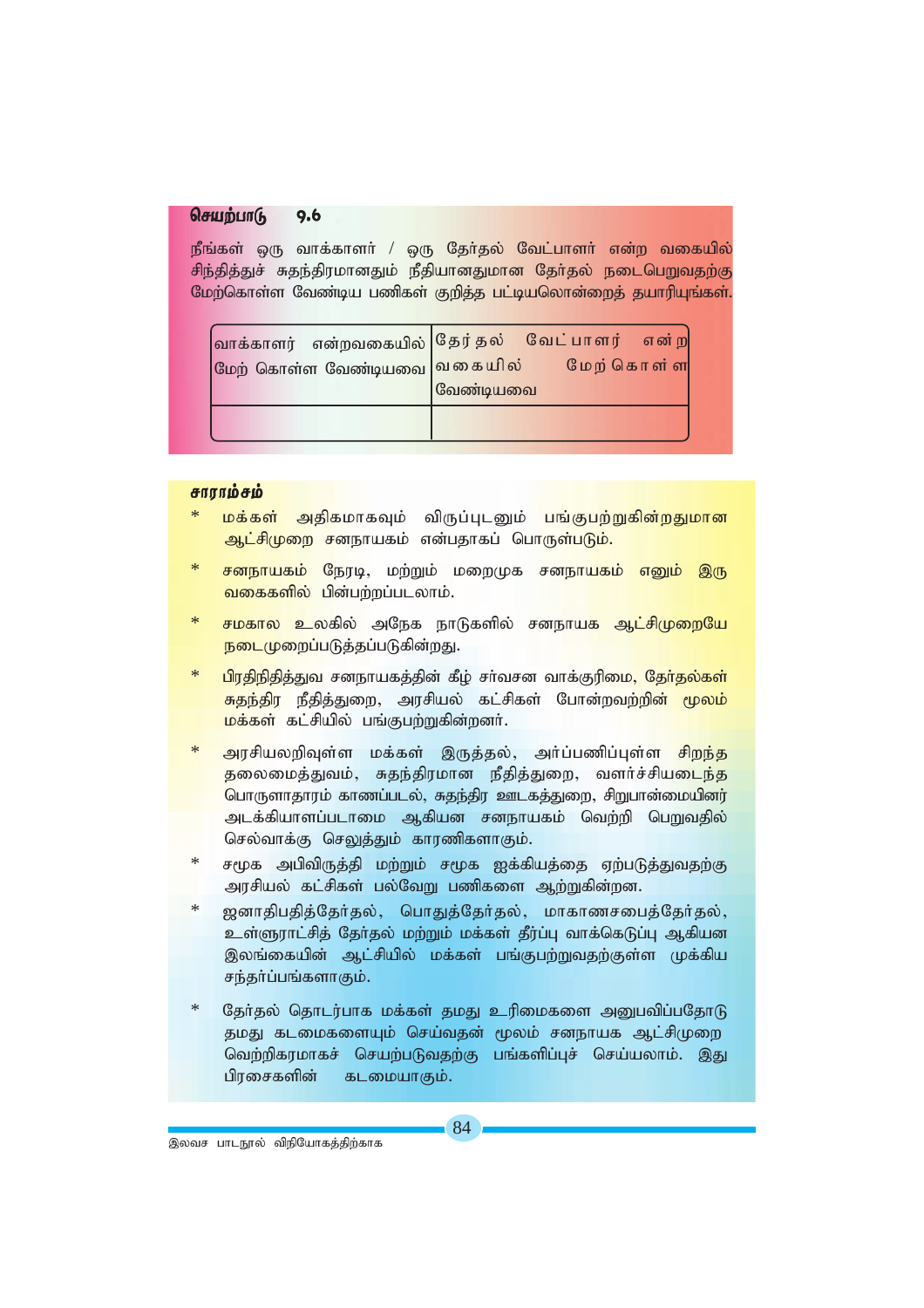**செயற்பாடு 9.6**

நீங்கள் ஒரு வாக்காளர் / ஒரு தேர்தல் வேட்பாளர் என்ற வகையில் சிந்தித்துச் சுதந்திரமானதும் நீதியானதுமான தேர்தல் நடைபெறுவதற்கு மேற்கொள்ள வேண்டிய பணிகள் குறித்த பட்டியலொன்றைத் தயாரியுங்கள்.

| வாக்காளர் என்றவகையில் மேற் கொள்ள வேண்டியவை | தேர்தல் வேட்பாளர் என்ற வகையில் மேற்கொள்ள வேண்டியவை |
|---|---|
| | |

***சாராம்சம்***

* மக்கள் அதிகமாகவும் விருப்புடனும் பங்குபற்றுகின்றதுமான ஆட்சிமுறை சனநாயகம் என்பதாகப் பொருள்படும்.
* சனநாயகம் நேரடி, மற்றும் மறைமுக சனநாயகம் எனும் இரு வகைகளில் பின்பற்றப்படலாம்.
* சமகால உலகில் அநேக நாடுகளில் சனநாயக ஆட்சிமுறையே நடைமுறைப்படுத்தப்படுகின்றது.
* பிரதிநிதித்துவ சனநாயகத்தின் கீழ் சர்வசன வாக்குரிமை, தேர்தல்கள் சுதந்திர நீதித்துறை, அரசியல் கட்சிகள் போன்றவற்றின் மூலம் மக்கள் கட்சியில் பங்குபற்றுகின்றனர்.
* அரசியலறிவுள்ள மக்கள் இருத்தல், அர்ப்பணிப்புள்ள சிறந்த தலைமைத்துவம், சுதந்திரமான நீதித்துறை, வளர்ச்சியடைந்த பொருளாதாரம் காணப்படல், சுதந்திர ஊடகத்துறை, சிறுபான்மையினர் அடக்கியாளப்படாமை ஆகியன சனநாயகம் வெற்றி பெறுவதில் செல்வாக்கு செலுத்தும் காரணிகளாகும்.
* சமூக அபிவிருத்தி மற்றும் சமூக ஐக்கியத்தை ஏற்படுத்துவதற்கு அரசியல் கட்சிகள் பல்வேறு பணிகளை ஆற்றுகின்றன.
* ஜனாதிபதித்தேர்தல், பொதுத்தேர்தல், மாகாணசபைத்தேர்தல், உள்ளூராட்சித் தேர்தல் மற்றும் மக்கள் தீர்ப்பு வாக்கெடுப்பு ஆகியன இலங்கையின் ஆட்சியில் மக்கள் பங்குபற்றுவதற்குள்ள முக்கிய சந்தர்ப்பங்களாகும்.
* தேர்தல் தொடர்பாக மக்கள் தமது உரிமைகளை அனுபவிப்பதோடு தமது கடமைகளையும் செய்வதன் மூலம் சனநாயக ஆட்சிமுறை வெற்றிகரமாகச் செயற்படுவதற்கு பங்களிப்புச் செய்யலாம். இது பிரசைகளின் கடமையாகும்.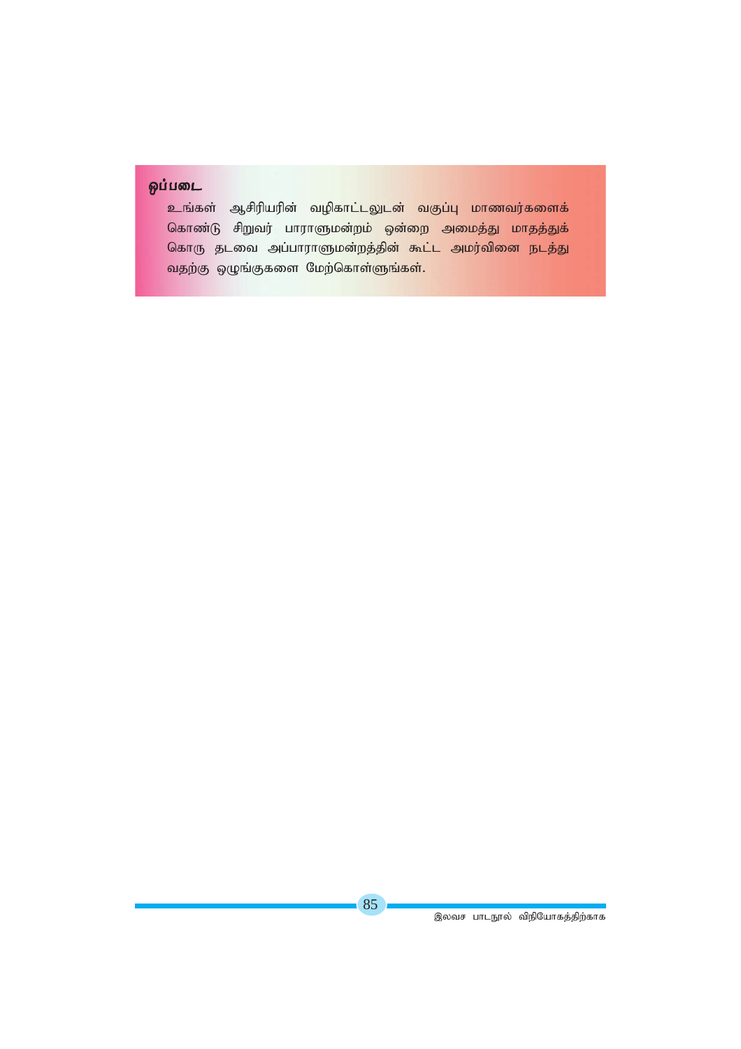**ஒப்படை**

உங்கள் ஆசிரியரின் வழிகாட்டலுடன் வகுப்பு மாணவர்களைக் கொண்டு சிறுவர் பாராளுமன்றம் ஒன்றை அமைத்து மாதத்துக் கொரு தடவை அப்பாராளுமன்றத்தின் கூட்ட அமர்வினை நடத்து வதற்கு ஒழுங்குகளை மேற்கொள்ளுங்கள்.